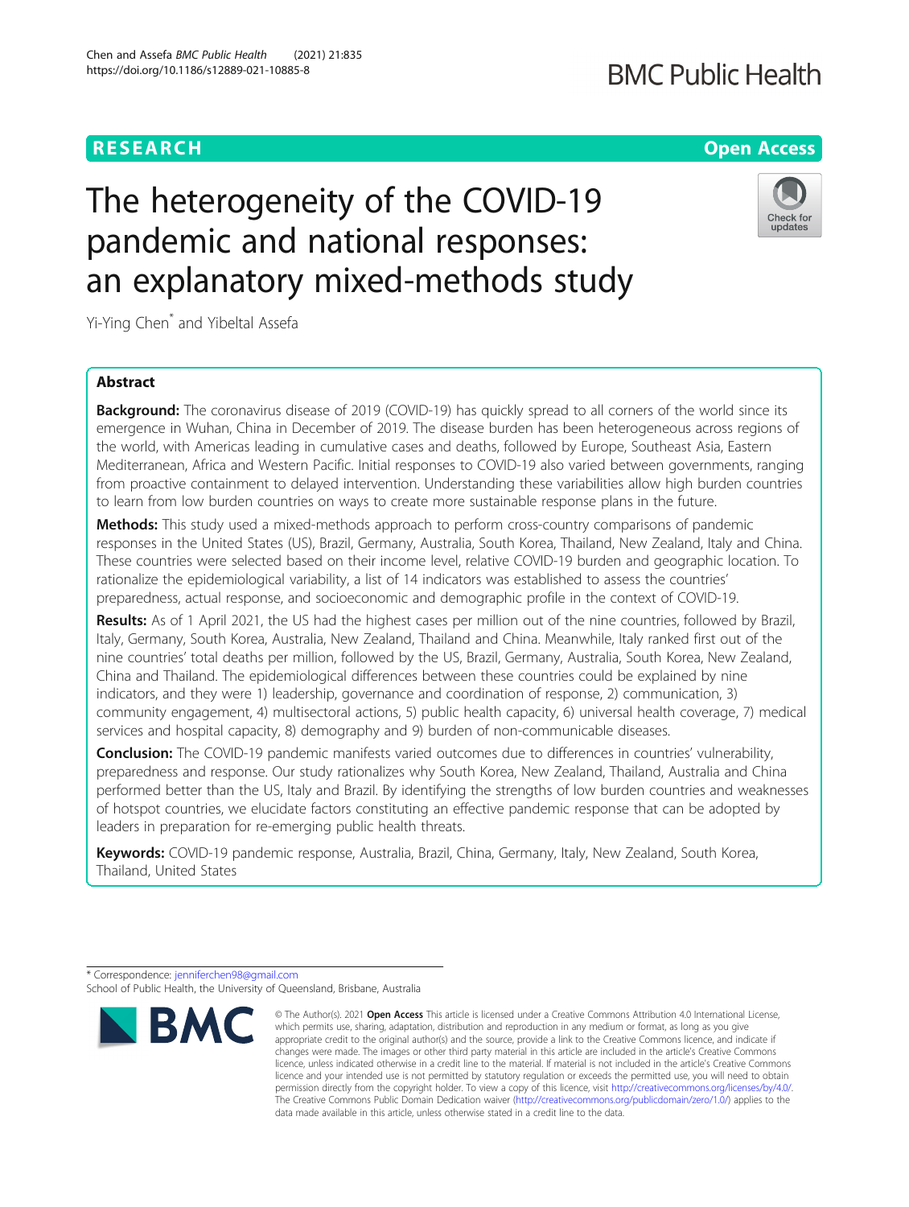RESEARCH

Open Access

# The heterogeneity of the COVID-19 pandemic and national responses: an explanatory mixed-methods study

Yi-Ying Chen* and Yibeltal Assefa

## Abstract

**Background:** The coronavirus disease of 2019 (COVID-19) has quickly spread to all corners of the world since its emergence in Wuhan, China in December of 2019. The disease burden has been heterogeneous across regions of the world, with Americas leading in cumulative cases and deaths, followed by Europe, Southeast Asia, Eastern Mediterranean, Africa and Western Pacific. Initial responses to COVID-19 also varied between governments, ranging from proactive containment to delayed intervention. Understanding these variabilities allow high burden countries to learn from low burden countries on ways to create more sustainable response plans in the future.

**Methods:** This study used a mixed-methods approach to perform cross-country comparisons of pandemic responses in the United States (US), Brazil, Germany, Australia, South Korea, Thailand, New Zealand, Italy and China. These countries were selected based on their income level, relative COVID-19 burden and geographic location. To rationalize the epidemiological variability, a list of 14 indicators was established to assess the countries' preparedness, actual response, and socioeconomic and demographic profile in the context of COVID-19.

**Results:** As of 1 April 2021, the US had the highest cases per million out of the nine countries, followed by Brazil, Italy, Germany, South Korea, Australia, New Zealand, Thailand and China. Meanwhile, Italy ranked first out of the nine countries' total deaths per million, followed by the US, Brazil, Germany, Australia, South Korea, New Zealand, China and Thailand. The epidemiological differences between these countries could be explained by nine indicators, and they were 1) leadership, governance and coordination of response, 2) communication, 3) community engagement, 4) multisectoral actions, 5) public health capacity, 6) universal health coverage, 7) medical services and hospital capacity, 8) demography and 9) burden of non-communicable diseases.

**Conclusion:** The COVID-19 pandemic manifests varied outcomes due to differences in countries' vulnerability, preparedness and response. Our study rationalizes why South Korea, New Zealand, Thailand, Australia and China performed better than the US, Italy and Brazil. By identifying the strengths of low burden countries and weaknesses of hotspot countries, we elucidate factors constituting an effective pandemic response that can be adopted by leaders in preparation for re-emerging public health threats.

**Keywords:** COVID-19 pandemic response, Australia, Brazil, China, Germany, Italy, New Zealand, South Korea, Thailand, United States

---

\* Correspondence: jenniferchen98@gmail.com
School of Public Health, the University of Queensland, Brisbane, Australia

© The Author(s). 2021 **Open Access** This article is licensed under a Creative Commons Attribution 4.0 International License, which permits use, sharing, adaptation, distribution and reproduction in any medium or format, as long as you give appropriate credit to the original author(s) and the source, provide a link to the Creative Commons licence, and indicate if changes were made. The images or other third party material in this article are included in the article's Creative Commons licence, unless indicated otherwise in a credit line to the material. If material is not included in the article's Creative Commons licence and your intended use is not permitted by statutory regulation or exceeds the permitted use, you will need to obtain permission directly from the copyright holder. To view a copy of this licence, visit http://creativecommons.org/licenses/by/4.0/. The Creative Commons Public Domain Dedication waiver (http://creativecommons.org/publicdomain/zero/1.0/) applies to the data made available in this article, unless otherwise stated in a credit line to the data.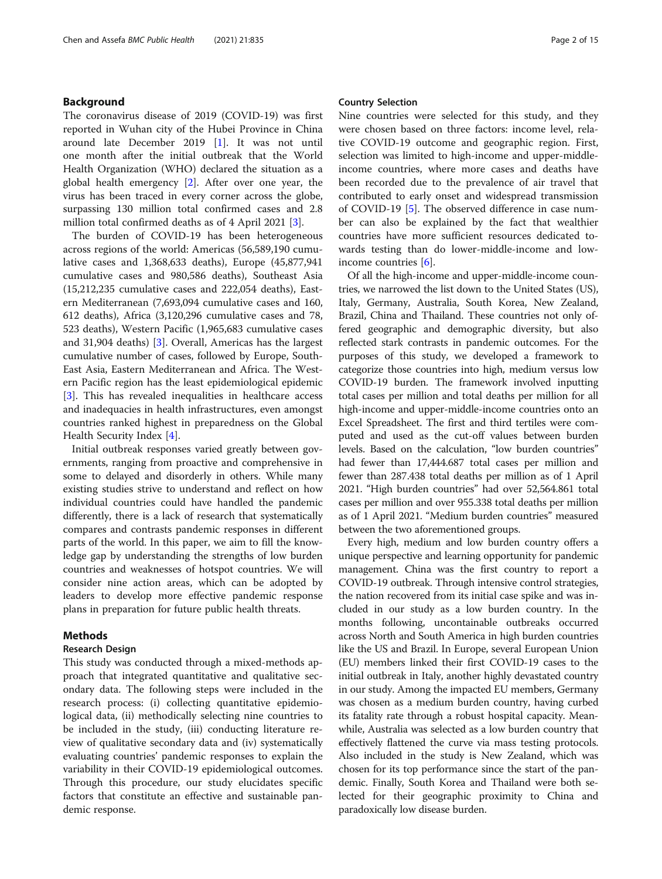## Background

The coronavirus disease of 2019 (COVID-19) was first reported in Wuhan city of the Hubei Province in China around late December 2019 [1]. It was not until one month after the initial outbreak that the World Health Organization (WHO) declared the situation as a global health emergency [2]. After over one year, the virus has been traced in every corner across the globe, surpassing 130 million total confirmed cases and 2.8 million total confirmed deaths as of 4 April 2021 [3].

The burden of COVID-19 has been heterogeneous across regions of the world: Americas (56,589,190 cumulative cases and 1,368,633 deaths), Europe (45,877,941 cumulative cases and 980,586 deaths), Southeast Asia (15,212,235 cumulative cases and 222,054 deaths), Eastern Mediterranean (7,693,094 cumulative cases and 160,612 deaths), Africa (3,120,296 cumulative cases and 78,523 deaths), Western Pacific (1,965,683 cumulative cases and 31,904 deaths) [3]. Overall, Americas has the largest cumulative number of cases, followed by Europe, South-East Asia, Eastern Mediterranean and Africa. The Western Pacific region has the least epidemiological epidemic [3]. This has revealed inequalities in healthcare access and inadequacies in health infrastructures, even amongst countries ranked highest in preparedness on the Global Health Security Index [4].

Initial outbreak responses varied greatly between governments, ranging from proactive and comprehensive in some to delayed and disorderly in others. While many existing studies strive to understand and reflect on how individual countries could have handled the pandemic differently, there is a lack of research that systematically compares and contrasts pandemic responses in different parts of the world. In this paper, we aim to fill the knowledge gap by understanding the strengths of low burden countries and weaknesses of hotspot countries. We will consider nine action areas, which can be adopted by leaders to develop more effective pandemic response plans in preparation for future public health threats.

## Methods

### Research Design

This study was conducted through a mixed-methods approach that integrated quantitative and qualitative secondary data. The following steps were included in the research process: (i) collecting quantitative epidemiological data, (ii) methodically selecting nine countries to be included in the study, (iii) conducting literature review of qualitative secondary data and (iv) systematically evaluating countries' pandemic responses to explain the variability in their COVID-19 epidemiological outcomes. Through this procedure, our study elucidates specific factors that constitute an effective and sustainable pandemic response.

### Country Selection

Nine countries were selected for this study, and they were chosen based on three factors: income level, relative COVID-19 outcome and geographic region. First, selection was limited to high-income and upper-middle-income countries, where more cases and deaths have been recorded due to the prevalence of air travel that contributed to early onset and widespread transmission of COVID-19 [5]. The observed difference in case number can also be explained by the fact that wealthier countries have more sufficient resources dedicated towards testing than do lower-middle-income and low-income countries [6].

Of all the high-income and upper-middle-income countries, we narrowed the list down to the United States (US), Italy, Germany, Australia, South Korea, New Zealand, Brazil, China and Thailand. These countries not only offered geographic and demographic diversity, but also reflected stark contrasts in pandemic outcomes. For the purposes of this study, we developed a framework to categorize those countries into high, medium versus low COVID-19 burden. The framework involved inputting total cases per million and total deaths per million for all high-income and upper-middle-income countries onto an Excel Spreadsheet. The first and third tertiles were computed and used as the cut-off values between burden levels. Based on the calculation, "low burden countries" had fewer than 17,444.687 total cases per million and fewer than 287.438 total deaths per million as of 1 April 2021. "High burden countries" had over 52,564.861 total cases per million and over 955.338 total deaths per million as of 1 April 2021. "Medium burden countries" measured between the two aforementioned groups.

Every high, medium and low burden country offers a unique perspective and learning opportunity for pandemic management. China was the first country to report a COVID-19 outbreak. Through intensive control strategies, the nation recovered from its initial case spike and was included in our study as a low burden country. In the months following, uncontainable outbreaks occurred across North and South America in high burden countries like the US and Brazil. In Europe, several European Union (EU) members linked their first COVID-19 cases to the initial outbreak in Italy, another highly devastated country in our study. Among the impacted EU members, Germany was chosen as a medium burden country, having curbed its fatality rate through a robust hospital capacity. Meanwhile, Australia was selected as a low burden country that effectively flattened the curve via mass testing protocols. Also included in the study is New Zealand, which was chosen for its top performance since the start of the pandemic. Finally, South Korea and Thailand were both selected for their geographic proximity to China and paradoxically low disease burden.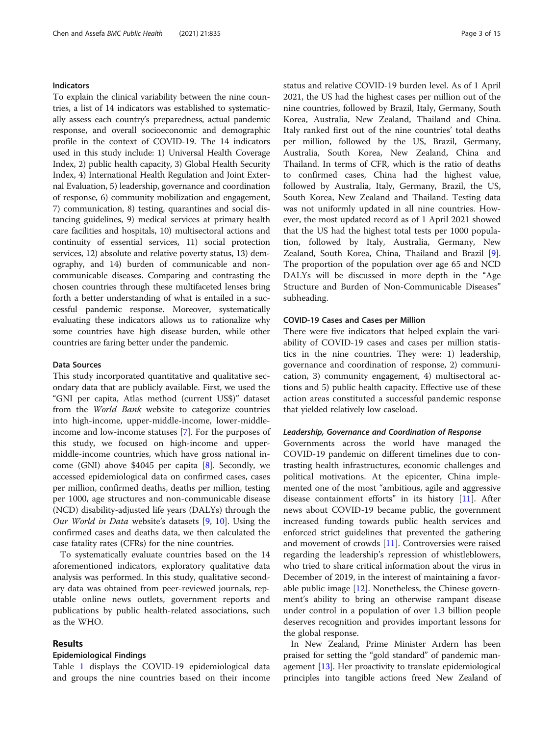### Indicators

To explain the clinical variability between the nine countries, a list of 14 indicators was established to systematically assess each country's preparedness, actual pandemic response, and overall socioeconomic and demographic profile in the context of COVID-19. The 14 indicators used in this study include: 1) Universal Health Coverage Index, 2) public health capacity, 3) Global Health Security Index, 4) International Health Regulation and Joint External Evaluation, 5) leadership, governance and coordination of response, 6) community mobilization and engagement, 7) communication, 8) testing, quarantines and social distancing guidelines, 9) medical services at primary health care facilities and hospitals, 10) multisectoral actions and continuity of essential services, 11) social protection services, 12) absolute and relative poverty status, 13) demography, and 14) burden of communicable and non-communicable diseases. Comparing and contrasting the chosen countries through these multifaceted lenses bring forth a better understanding of what is entailed in a successful pandemic response. Moreover, systematically evaluating these indicators allows us to rationalize why some countries have high disease burden, while other countries are faring better under the pandemic.

### Data Sources

This study incorporated quantitative and qualitative secondary data that are publicly available. First, we used the "GNI per capita, Atlas method (current US$)" dataset from the *World Bank* website to categorize countries into high-income, upper-middle-income, lower-middle-income and low-income statuses [7]. For the purposes of this study, we focused on high-income and upper-middle-income countries, which have gross national income (GNI) above $4045 per capita [8]. Secondly, we accessed epidemiological data on confirmed cases, cases per million, confirmed deaths, deaths per million, testing per 1000, age structures and non-communicable disease (NCD) disability-adjusted life years (DALYs) through the *Our World in Data* website's datasets [9, 10]. Using the confirmed cases and deaths data, we then calculated the case fatality rates (CFRs) for the nine countries.

To systematically evaluate countries based on the 14 aforementioned indicators, exploratory qualitative data analysis was performed. In this study, qualitative secondary data was obtained from peer-reviewed journals, reputable online news outlets, government reports and publications by public health-related associations, such as the WHO.

## Results

### Epidemiological Findings

Table 1 displays the COVID-19 epidemiological data and groups the nine countries based on their income status and relative COVID-19 burden level. As of 1 April 2021, the US had the highest cases per million out of the nine countries, followed by Brazil, Italy, Germany, South Korea, Australia, New Zealand, Thailand and China. Italy ranked first out of the nine countries' total deaths per million, followed by the US, Brazil, Germany, Australia, South Korea, New Zealand, China and Thailand. In terms of CFR, which is the ratio of deaths to confirmed cases, China had the highest value, followed by Australia, Italy, Germany, Brazil, the US, South Korea, New Zealand and Thailand. Testing data was not uniformly updated in all nine countries. However, the most updated record as of 1 April 2021 showed that the US had the highest total tests per 1000 population, followed by Italy, Australia, Germany, New Zealand, South Korea, China, Thailand and Brazil [9]. The proportion of the population over age 65 and NCD DALYs will be discussed in more depth in the "Age Structure and Burden of Non-Communicable Diseases" subheading.

### COVID-19 Cases and Cases per Million

There were five indicators that helped explain the variability of COVID-19 cases and cases per million statistics in the nine countries. They were: 1) leadership, governance and coordination of response, 2) communication, 3) community engagement, 4) multisectoral actions and 5) public health capacity. Effective use of these action areas constituted a successful pandemic response that yielded relatively low caseload.

#### *Leadership, Governance and Coordination of Response*

Governments across the world have managed the COVID-19 pandemic on different timelines due to contrasting health infrastructures, economic challenges and political motivations. At the epicenter, China implemented one of the most "ambitious, agile and aggressive disease containment efforts" in its history [11]. After news about COVID-19 became public, the government increased funding towards public health services and enforced strict guidelines that prevented the gathering and movement of crowds [11]. Controversies were raised regarding the leadership's repression of whistleblowers, who tried to share critical information about the virus in December of 2019, in the interest of maintaining a favorable public image [12]. Nonetheless, the Chinese government's ability to bring an otherwise rampant disease under control in a population of over 1.3 billion people deserves recognition and provides important lessons for the global response.

In New Zealand, Prime Minister Ardern has been praised for setting the "gold standard" of pandemic management [13]. Her proactivity to translate epidemiological principles into tangible actions freed New Zealand of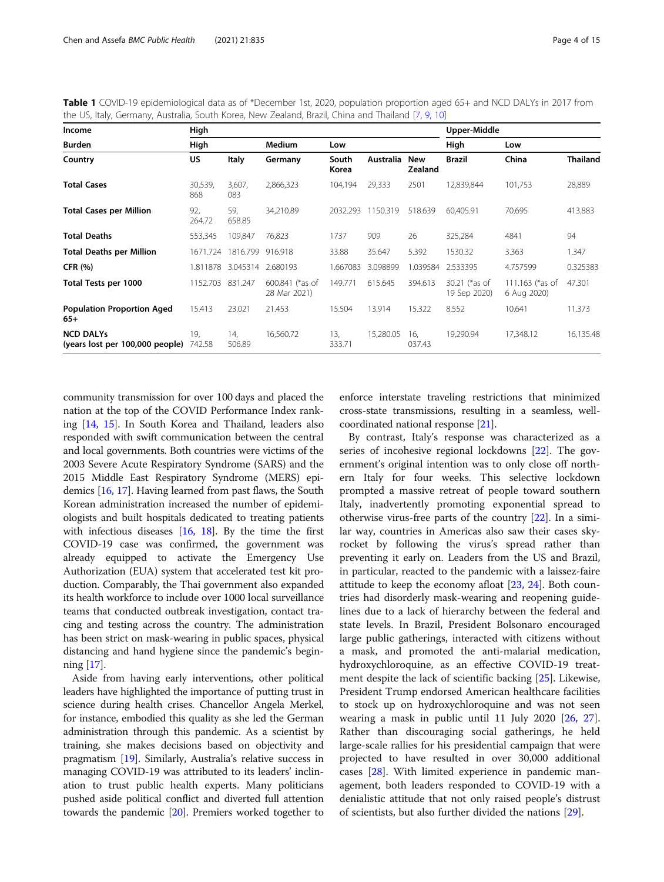**Table 1** COVID-19 epidemiological data as of *December 1st, 2020, population proportion aged 65+ and NCD DALYs in 2017 from the US, Italy, Germany, Australia, South Korea, New Zealand, Brazil, China and Thailand [7, 9, 10]

| Income | High | | | | | | Upper-Middle | | |
|---|---|---|---|---|---|---|---|---|---|
| Burden | High | | Medium | Low | | | High | Low | |
| Country | US | Italy | Germany | South Korea | Australia | New Zealand | Brazil | China | Thailand |
| Total Cases | 30,539,868 | 3,607,083 | 2,866,323 | 104,194 | 29,333 | 2501 | 12,839,844 | 101,753 | 28,889 |
| Total Cases per Million | 92,264.72 | 59,658.85 | 34,210.89 | 2032.293 | 1150.319 | 518.639 | 60,405.91 | 70.695 | 413.883 |
| Total Deaths | 553,345 | 109,847 | 76,823 | 1737 | 909 | 26 | 325,284 | 4841 | 94 |
| Total Deaths per Million | 1671.724 | 1816.799 | 916.918 | 33.88 | 35.647 | 5.392 | 1530.32 | 3.363 | 1.347 |
| CFR (%) | 1.811878 | 3.045314 | 2.680193 | 1.667083 | 3.098899 | 1.039584 | 2.533395 | 4.757599 | 0.325383 |
| Total Tests per 1000 | 1152.703 | 831.247 | 600.841 (*as of 28 Mar 2021) | 149.771 | 615.645 | 394.613 | 30.21 (*as of 19 Sep 2020) | 111.163 (*as of 6 Aug 2020) | 47.301 |
| Population Proportion Aged 65+ | 15.413 | 23.021 | 21.453 | 15.504 | 13.914 | 15.322 | 8.552 | 10.641 | 11.373 |
| NCD DALYs (years lost per 100,000 people) | 19,742.58 | 14,506.89 | 16,560.72 | 13,333.71 | 15,280.05 | 16,037.43 | 19,290.94 | 17,348.12 | 16,135.48 |

community transmission for over 100 days and placed the nation at the top of the COVID Performance Index ranking [14, 15]. In South Korea and Thailand, leaders also responded with swift communication between the central and local governments. Both countries were victims of the 2003 Severe Acute Respiratory Syndrome (SARS) and the 2015 Middle East Respiratory Syndrome (MERS) epidemics [16, 17]. Having learned from past flaws, the South Korean administration increased the number of epidemiologists and built hospitals dedicated to treating patients with infectious diseases [16, 18]. By the time the first COVID-19 case was confirmed, the government was already equipped to activate the Emergency Use Authorization (EUA) system that accelerated test kit production. Comparably, the Thai government also expanded its health workforce to include over 1000 local surveillance teams that conducted outbreak investigation, contact tracing and testing across the country. The administration has been strict on mask-wearing in public spaces, physical distancing and hand hygiene since the pandemic's beginning [17].

Aside from having early interventions, other political leaders have highlighted the importance of putting trust in science during health crises. Chancellor Angela Merkel, for instance, embodied this quality as she led the German administration through this pandemic. As a scientist by training, she makes decisions based on objectivity and pragmatism [19]. Similarly, Australia's relative success in managing COVID-19 was attributed to its leaders' inclination to trust public health experts. Many politicians pushed aside political conflict and diverted full attention towards the pandemic [20]. Premiers worked together to enforce interstate traveling restrictions that minimized cross-state transmissions, resulting in a seamless, well-coordinated national response [21].

By contrast, Italy's response was characterized as a series of incohesive regional lockdowns [22]. The government's original intention was to only close off northern Italy for four weeks. This selective lockdown prompted a massive retreat of people toward southern Italy, inadvertently promoting exponential spread to otherwise virus-free parts of the country [22]. In a similar way, countries in Americas also saw their cases skyrocket by following the virus's spread rather than preventing it early on. Leaders from the US and Brazil, in particular, reacted to the pandemic with a laissez-faire attitude to keep the economy afloat [23, 24]. Both countries had disorderly mask-wearing and reopening guidelines due to a lack of hierarchy between the federal and state levels. In Brazil, President Bolsonaro encouraged large public gatherings, interacted with citizens without a mask, and promoted the anti-malarial medication, hydroxychloroquine, as an effective COVID-19 treatment despite the lack of scientific backing [25]. Likewise, President Trump endorsed American healthcare facilities to stock up on hydroxychloroquine and was not seen wearing a mask in public until 11 July 2020 [26, 27]. Rather than discouraging social gatherings, he held large-scale rallies for his presidential campaign that were projected to have resulted in over 30,000 additional cases [28]. With limited experience in pandemic management, both leaders responded to COVID-19 with a denialistic attitude that not only raised people's distrust of scientists, but also further divided the nations [29].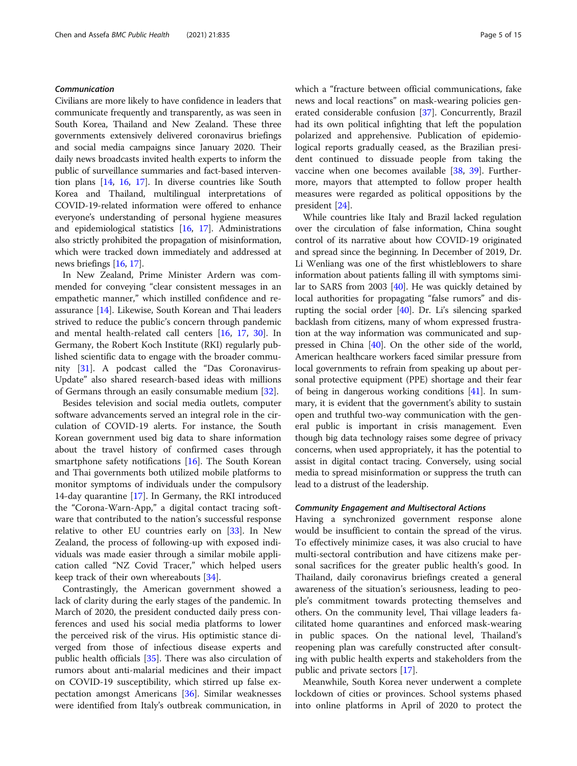### *Communication*

Civilians are more likely to have confidence in leaders that communicate frequently and transparently, as was seen in South Korea, Thailand and New Zealand. These three governments extensively delivered coronavirus briefings and social media campaigns since January 2020. Their daily news broadcasts invited health experts to inform the public of surveillance summaries and fact-based intervention plans [14, 16, 17]. In diverse countries like South Korea and Thailand, multilingual interpretations of COVID-19-related information were offered to enhance everyone's understanding of personal hygiene measures and epidemiological statistics [16, 17]. Administrations also strictly prohibited the propagation of misinformation, which were tracked down immediately and addressed at news briefings [16, 17].

In New Zealand, Prime Minister Ardern was commended for conveying "clear consistent messages in an empathetic manner," which instilled confidence and reassurance [14]. Likewise, South Korean and Thai leaders strived to reduce the public's concern through pandemic and mental health-related call centers [16, 17, 30]. In Germany, the Robert Koch Institute (RKI) regularly published scientific data to engage with the broader community [31]. A podcast called the "Das Coronavirus-Update" also shared research-based ideas with millions of Germans through an easily consumable medium [32].

Besides television and social media outlets, computer software advancements served an integral role in the circulation of COVID-19 alerts. For instance, the South Korean government used big data to share information about the travel history of confirmed cases through smartphone safety notifications [16]. The South Korean and Thai governments both utilized mobile platforms to monitor symptoms of individuals under the compulsory 14-day quarantine [17]. In Germany, the RKI introduced the "Corona-Warn-App," a digital contact tracing software that contributed to the nation's successful response relative to other EU countries early on [33]. In New Zealand, the process of following-up with exposed individuals was made easier through a similar mobile application called "NZ Covid Tracer," which helped users keep track of their own whereabouts [34].

Contrastingly, the American government showed a lack of clarity during the early stages of the pandemic. In March of 2020, the president conducted daily press conferences and used his social media platforms to lower the perceived risk of the virus. His optimistic stance diverged from those of infectious disease experts and public health officials [35]. There was also circulation of rumors about anti-malarial medicines and their impact on COVID-19 susceptibility, which stirred up false expectation amongst Americans [36]. Similar weaknesses were identified from Italy's outbreak communication, in which a "fracture between official communications, fake news and local reactions" on mask-wearing policies generated considerable confusion [37]. Concurrently, Brazil had its own political infighting that left the population polarized and apprehensive. Publication of epidemiological reports gradually ceased, as the Brazilian president continued to dissuade people from taking the vaccine when one becomes available [38, 39]. Furthermore, mayors that attempted to follow proper health measures were regarded as political oppositions by the president [24].

While countries like Italy and Brazil lacked regulation over the circulation of false information, China sought control of its narrative about how COVID-19 originated and spread since the beginning. In December of 2019, Dr. Li Wenliang was one of the first whistleblowers to share information about patients falling ill with symptoms similar to SARS from 2003 [40]. He was quickly detained by local authorities for propagating "false rumors" and disrupting the social order [40]. Dr. Li's silencing sparked backlash from citizens, many of whom expressed frustration at the way information was communicated and suppressed in China [40]. On the other side of the world, American healthcare workers faced similar pressure from local governments to refrain from speaking up about personal protective equipment (PPE) shortage and their fear of being in dangerous working conditions [41]. In summary, it is evident that the government's ability to sustain open and truthful two-way communication with the general public is important in crisis management. Even though big data technology raises some degree of privacy concerns, when used appropriately, it has the potential to assist in digital contact tracing. Conversely, using social media to spread misinformation or suppress the truth can lead to a distrust of the leadership.

### *Community Engagement and Multisectoral Actions*

Having a synchronized government response alone would be insufficient to contain the spread of the virus. To effectively minimize cases, it was also crucial to have multi-sectoral contribution and have citizens make personal sacrifices for the greater public health's good. In Thailand, daily coronavirus briefings created a general awareness of the situation's seriousness, leading to people's commitment towards protecting themselves and others. On the community level, Thai village leaders facilitated home quarantines and enforced mask-wearing in public spaces. On the national level, Thailand's reopening plan was carefully constructed after consulting with public health experts and stakeholders from the public and private sectors [17].

Meanwhile, South Korea never underwent a complete lockdown of cities or provinces. School systems phased into online platforms in April of 2020 to protect the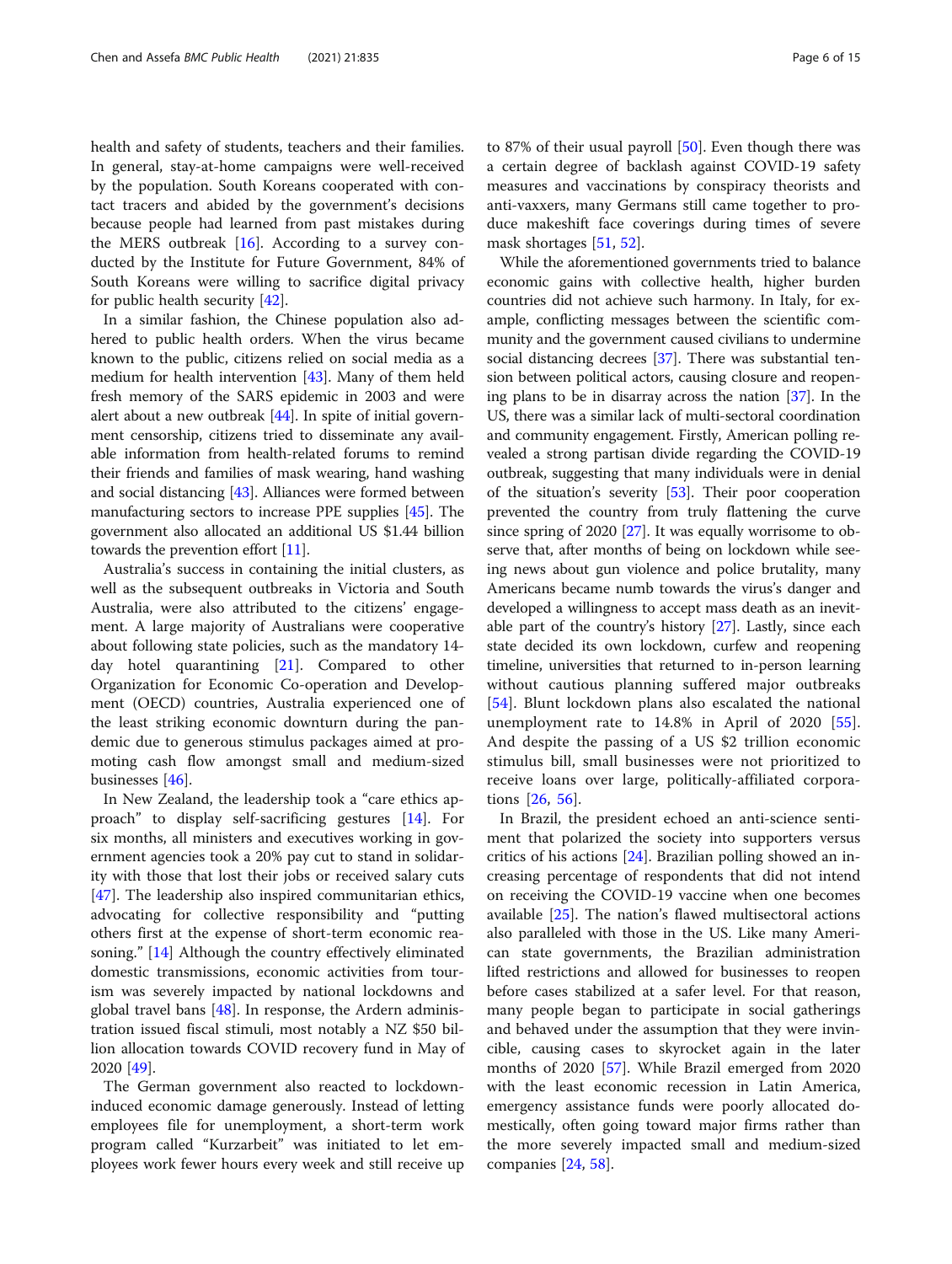health and safety of students, teachers and their families. In general, stay-at-home campaigns were well-received by the population. South Koreans cooperated with contact tracers and abided by the government's decisions because people had learned from past mistakes during the MERS outbreak [16]. According to a survey conducted by the Institute for Future Government, 84% of South Koreans were willing to sacrifice digital privacy for public health security [42].

In a similar fashion, the Chinese population also adhered to public health orders. When the virus became known to the public, citizens relied on social media as a medium for health intervention [43]. Many of them held fresh memory of the SARS epidemic in 2003 and were alert about a new outbreak [44]. In spite of initial government censorship, citizens tried to disseminate any available information from health-related forums to remind their friends and families of mask wearing, hand washing and social distancing [43]. Alliances were formed between manufacturing sectors to increase PPE supplies [45]. The government also allocated an additional US $1.44 billion towards the prevention effort [11].

Australia's success in containing the initial clusters, as well as the subsequent outbreaks in Victoria and South Australia, were also attributed to the citizens' engagement. A large majority of Australians were cooperative about following state policies, such as the mandatory 14-day hotel quarantining [21]. Compared to other Organization for Economic Co-operation and Development (OECD) countries, Australia experienced one of the least striking economic downturn during the pandemic due to generous stimulus packages aimed at promoting cash flow amongst small and medium-sized businesses [46].

In New Zealand, the leadership took a "care ethics approach" to display self-sacrificing gestures [14]. For six months, all ministers and executives working in government agencies took a 20% pay cut to stand in solidarity with those that lost their jobs or received salary cuts [47]. The leadership also inspired communitarian ethics, advocating for collective responsibility and "putting others first at the expense of short-term economic reasoning." [14] Although the country effectively eliminated domestic transmissions, economic activities from tourism was severely impacted by national lockdowns and global travel bans [48]. In response, the Ardern administration issued fiscal stimuli, most notably a NZ $50 billion allocation towards COVID recovery fund in May of 2020 [49].

The German government also reacted to lockdown-induced economic damage generously. Instead of letting employees file for unemployment, a short-term work program called "Kurzarbeit" was initiated to let employees work fewer hours every week and still receive up to 87% of their usual payroll [50]. Even though there was a certain degree of backlash against COVID-19 safety measures and vaccinations by conspiracy theorists and anti-vaxxers, many Germans still came together to produce makeshift face coverings during times of severe mask shortages [51, 52].

While the aforementioned governments tried to balance economic gains with collective health, higher burden countries did not achieve such harmony. In Italy, for example, conflicting messages between the scientific community and the government caused civilians to undermine social distancing decrees [37]. There was substantial tension between political actors, causing closure and reopening plans to be in disarray across the nation [37]. In the US, there was a similar lack of multi-sectoral coordination and community engagement. Firstly, American polling revealed a strong partisan divide regarding the COVID-19 outbreak, suggesting that many individuals were in denial of the situation's severity [53]. Their poor cooperation prevented the country from truly flattening the curve since spring of 2020 [27]. It was equally worrisome to observe that, after months of being on lockdown while seeing news about gun violence and police brutality, many Americans became numb towards the virus's danger and developed a willingness to accept mass death as an inevitable part of the country's history [27]. Lastly, since each state decided its own lockdown, curfew and reopening timeline, universities that returned to in-person learning without cautious planning suffered major outbreaks [54]. Blunt lockdown plans also escalated the national unemployment rate to 14.8% in April of 2020 [55]. And despite the passing of a US $2 trillion economic stimulus bill, small businesses were not prioritized to receive loans over large, politically-affiliated corporations [26, 56].

In Brazil, the president echoed an anti-science sentiment that polarized the society into supporters versus critics of his actions [24]. Brazilian polling showed an increasing percentage of respondents that did not intend on receiving the COVID-19 vaccine when one becomes available [25]. The nation's flawed multisectoral actions also paralleled with those in the US. Like many American state governments, the Brazilian administration lifted restrictions and allowed for businesses to reopen before cases stabilized at a safer level. For that reason, many people began to participate in social gatherings and behaved under the assumption that they were invincible, causing cases to skyrocket again in the later months of 2020 [57]. While Brazil emerged from 2020 with the least economic recession in Latin America, emergency assistance funds were poorly allocated domestically, often going toward major firms rather than the more severely impacted small and medium-sized companies [24, 58].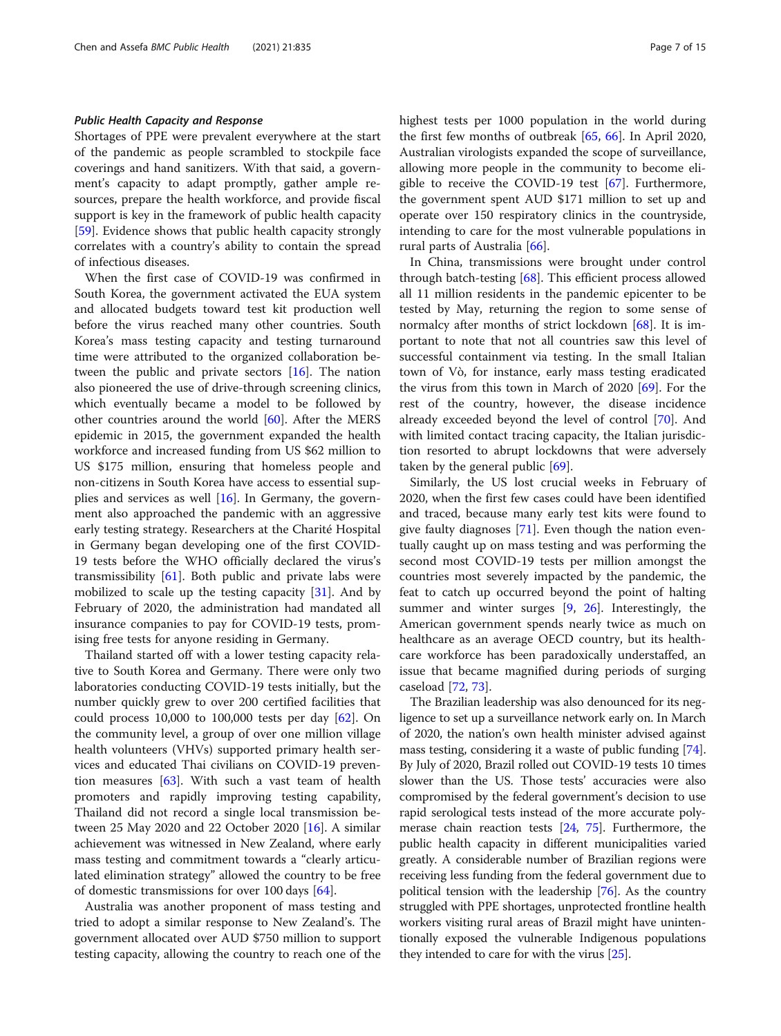### *Public Health Capacity and Response*

Shortages of PPE were prevalent everywhere at the start of the pandemic as people scrambled to stockpile face coverings and hand sanitizers. With that said, a government's capacity to adapt promptly, gather ample resources, prepare the health workforce, and provide fiscal support is key in the framework of public health capacity [59]. Evidence shows that public health capacity strongly correlates with a country's ability to contain the spread of infectious diseases.

When the first case of COVID-19 was confirmed in South Korea, the government activated the EUA system and allocated budgets toward test kit production well before the virus reached many other countries. South Korea's mass testing capacity and testing turnaround time were attributed to the organized collaboration between the public and private sectors [16]. The nation also pioneered the use of drive-through screening clinics, which eventually became a model to be followed by other countries around the world [60]. After the MERS epidemic in 2015, the government expanded the health workforce and increased funding from US $62 million to US $175 million, ensuring that homeless people and non-citizens in South Korea have access to essential supplies and services as well [16]. In Germany, the government also approached the pandemic with an aggressive early testing strategy. Researchers at the Charité Hospital in Germany began developing one of the first COVID-19 tests before the WHO officially declared the virus's transmissibility [61]. Both public and private labs were mobilized to scale up the testing capacity [31]. And by February of 2020, the administration had mandated all insurance companies to pay for COVID-19 tests, promising free tests for anyone residing in Germany.

Thailand started off with a lower testing capacity relative to South Korea and Germany. There were only two laboratories conducting COVID-19 tests initially, but the number quickly grew to over 200 certified facilities that could process 10,000 to 100,000 tests per day [62]. On the community level, a group of over one million village health volunteers (VHVs) supported primary health services and educated Thai civilians on COVID-19 prevention measures [63]. With such a vast team of health promoters and rapidly improving testing capability, Thailand did not record a single local transmission between 25 May 2020 and 22 October 2020 [16]. A similar achievement was witnessed in New Zealand, where early mass testing and commitment towards a "clearly articulated elimination strategy" allowed the country to be free of domestic transmissions for over 100 days [64].

Australia was another proponent of mass testing and tried to adopt a similar response to New Zealand's. The government allocated over AUD $750 million to support testing capacity, allowing the country to reach one of the highest tests per 1000 population in the world during the first few months of outbreak [65, 66]. In April 2020, Australian virologists expanded the scope of surveillance, allowing more people in the community to become eligible to receive the COVID-19 test [67]. Furthermore, the government spent AUD $171 million to set up and operate over 150 respiratory clinics in the countryside, intending to care for the most vulnerable populations in rural parts of Australia [66].

In China, transmissions were brought under control through batch-testing [68]. This efficient process allowed all 11 million residents in the pandemic epicenter to be tested by May, returning the region to some sense of normalcy after months of strict lockdown [68]. It is important to note that not all countries saw this level of successful containment via testing. In the small Italian town of Vò, for instance, early mass testing eradicated the virus from this town in March of 2020 [69]. For the rest of the country, however, the disease incidence already exceeded beyond the level of control [70]. And with limited contact tracing capacity, the Italian jurisdiction resorted to abrupt lockdowns that were adversely taken by the general public [69].

Similarly, the US lost crucial weeks in February of 2020, when the first few cases could have been identified and traced, because many early test kits were found to give faulty diagnoses [71]. Even though the nation eventually caught up on mass testing and was performing the second most COVID-19 tests per million amongst the countries most severely impacted by the pandemic, the feat to catch up occurred beyond the point of halting summer and winter surges [9, 26]. Interestingly, the American government spends nearly twice as much on healthcare as an average OECD country, but its healthcare workforce has been paradoxically understaffed, an issue that became magnified during periods of surging caseload [72, 73].

The Brazilian leadership was also denounced for its negligence to set up a surveillance network early on. In March of 2020, the nation's own health minister advised against mass testing, considering it a waste of public funding [74]. By July of 2020, Brazil rolled out COVID-19 tests 10 times slower than the US. Those tests' accuracies were also compromised by the federal government's decision to use rapid serological tests instead of the more accurate polymerase chain reaction tests [24, 75]. Furthermore, the public health capacity in different municipalities varied greatly. A considerable number of Brazilian regions were receiving less funding from the federal government due to political tension with the leadership [76]. As the country struggled with PPE shortages, unprotected frontline health workers visiting rural areas of Brazil might have unintentionally exposed the vulnerable Indigenous populations they intended to care for with the virus [25].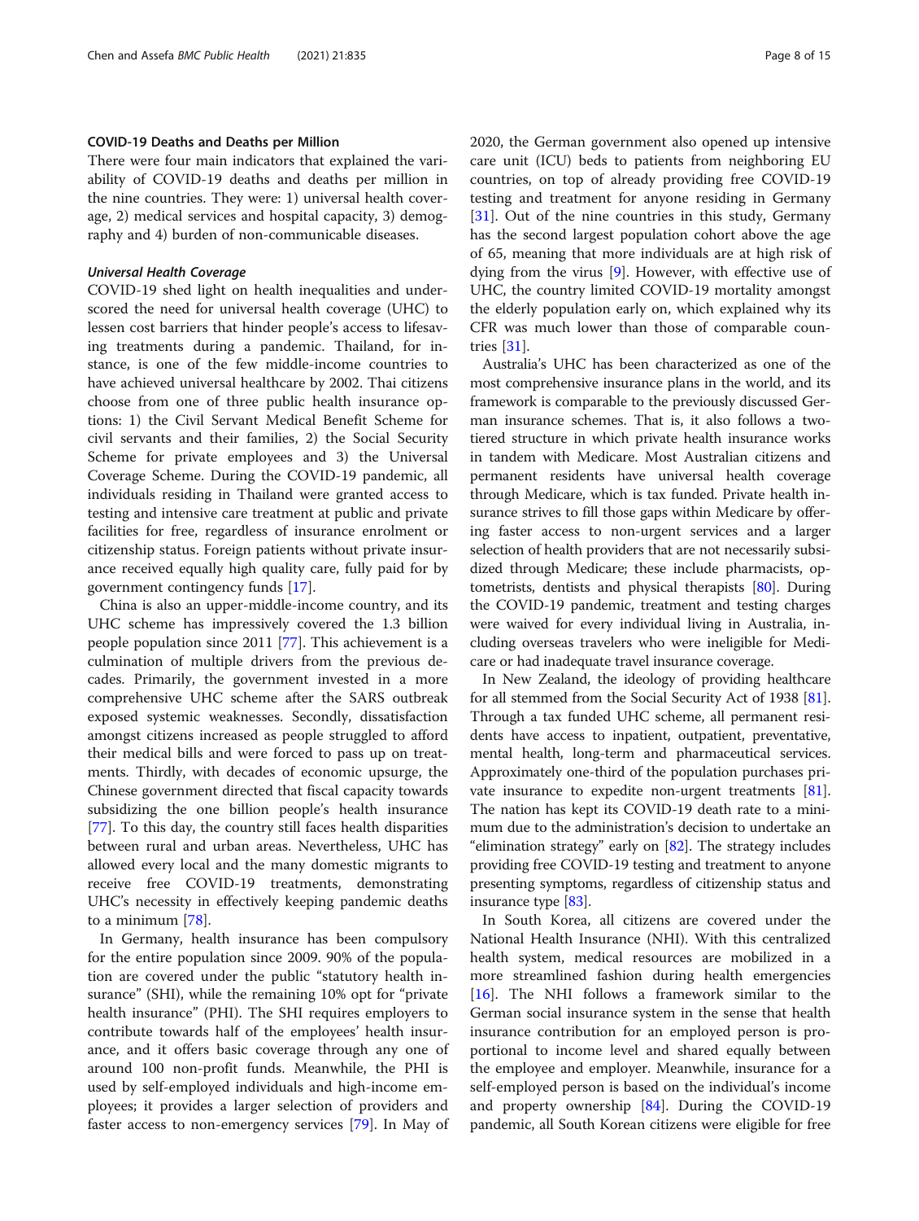### COVID-19 Deaths and Deaths per Million

There were four main indicators that explained the variability of COVID-19 deaths and deaths per million in the nine countries. They were: 1) universal health coverage, 2) medical services and hospital capacity, 3) demography and 4) burden of non-communicable diseases.

#### *Universal Health Coverage*

COVID-19 shed light on health inequalities and underscored the need for universal health coverage (UHC) to lessen cost barriers that hinder people's access to lifesaving treatments during a pandemic. Thailand, for instance, is one of the few middle-income countries to have achieved universal healthcare by 2002. Thai citizens choose from one of three public health insurance options: 1) the Civil Servant Medical Benefit Scheme for civil servants and their families, 2) the Social Security Scheme for private employees and 3) the Universal Coverage Scheme. During the COVID-19 pandemic, all individuals residing in Thailand were granted access to testing and intensive care treatment at public and private facilities for free, regardless of insurance enrolment or citizenship status. Foreign patients without private insurance received equally high quality care, fully paid for by government contingency funds [17].

China is also an upper-middle-income country, and its UHC scheme has impressively covered the 1.3 billion people population since 2011 [77]. This achievement is a culmination of multiple drivers from the previous decades. Primarily, the government invested in a more comprehensive UHC scheme after the SARS outbreak exposed systemic weaknesses. Secondly, dissatisfaction amongst citizens increased as people struggled to afford their medical bills and were forced to pass up on treatments. Thirdly, with decades of economic upsurge, the Chinese government directed that fiscal capacity towards subsidizing the one billion people's health insurance [77]. To this day, the country still faces health disparities between rural and urban areas. Nevertheless, UHC has allowed every local and the many domestic migrants to receive free COVID-19 treatments, demonstrating UHC's necessity in effectively keeping pandemic deaths to a minimum [78].

In Germany, health insurance has been compulsory for the entire population since 2009. 90% of the population are covered under the public "statutory health insurance" (SHI), while the remaining 10% opt for "private health insurance" (PHI). The SHI requires employers to contribute towards half of the employees' health insurance, and it offers basic coverage through any one of around 100 non-profit funds. Meanwhile, the PHI is used by self-employed individuals and high-income employees; it provides a larger selection of providers and faster access to non-emergency services [79]. In May of 2020, the German government also opened up intensive care unit (ICU) beds to patients from neighboring EU countries, on top of already providing free COVID-19 testing and treatment for anyone residing in Germany [31]. Out of the nine countries in this study, Germany has the second largest population cohort above the age of 65, meaning that more individuals are at high risk of dying from the virus [9]. However, with effective use of UHC, the country limited COVID-19 mortality amongst the elderly population early on, which explained why its CFR was much lower than those of comparable countries [31].

Australia's UHC has been characterized as one of the most comprehensive insurance plans in the world, and its framework is comparable to the previously discussed German insurance schemes. That is, it also follows a two-tiered structure in which private health insurance works in tandem with Medicare. Most Australian citizens and permanent residents have universal health coverage through Medicare, which is tax funded. Private health insurance strives to fill those gaps within Medicare by offering faster access to non-urgent services and a larger selection of health providers that are not necessarily subsidized through Medicare; these include pharmacists, optometrists, dentists and physical therapists [80]. During the COVID-19 pandemic, treatment and testing charges were waived for every individual living in Australia, including overseas travelers who were ineligible for Medicare or had inadequate travel insurance coverage.

In New Zealand, the ideology of providing healthcare for all stemmed from the Social Security Act of 1938 [81]. Through a tax funded UHC scheme, all permanent residents have access to inpatient, outpatient, preventative, mental health, long-term and pharmaceutical services. Approximately one-third of the population purchases private insurance to expedite non-urgent treatments [81]. The nation has kept its COVID-19 death rate to a minimum due to the administration's decision to undertake an "elimination strategy" early on [82]. The strategy includes providing free COVID-19 testing and treatment to anyone presenting symptoms, regardless of citizenship status and insurance type [83].

In South Korea, all citizens are covered under the National Health Insurance (NHI). With this centralized health system, medical resources are mobilized in a more streamlined fashion during health emergencies [16]. The NHI follows a framework similar to the German social insurance system in the sense that health insurance contribution for an employed person is proportional to income level and shared equally between the employee and employer. Meanwhile, insurance for a self-employed person is based on the individual's income and property ownership [84]. During the COVID-19 pandemic, all South Korean citizens were eligible for free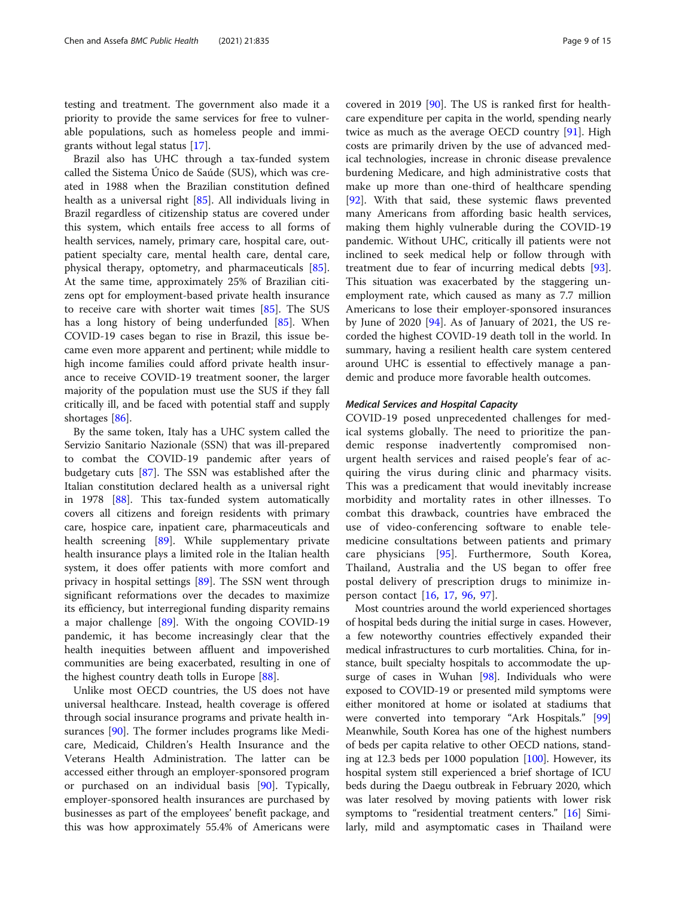testing and treatment. The government also made it a priority to provide the same services for free to vulnerable populations, such as homeless people and immigrants without legal status [17].

Brazil also has UHC through a tax-funded system called the Sistema Único de Saúde (SUS), which was created in 1988 when the Brazilian constitution defined health as a universal right [85]. All individuals living in Brazil regardless of citizenship status are covered under this system, which entails free access to all forms of health services, namely, primary care, hospital care, outpatient specialty care, mental health care, dental care, physical therapy, optometry, and pharmaceuticals [85]. At the same time, approximately 25% of Brazilian citizens opt for employment-based private health insurance to receive care with shorter wait times [85]. The SUS has a long history of being underfunded [85]. When COVID-19 cases began to rise in Brazil, this issue became even more apparent and pertinent; while middle to high income families could afford private health insurance to receive COVID-19 treatment sooner, the larger majority of the population must use the SUS if they fall critically ill, and be faced with potential staff and supply shortages [86].

By the same token, Italy has a UHC system called the Servizio Sanitario Nazionale (SSN) that was ill-prepared to combat the COVID-19 pandemic after years of budgetary cuts [87]. The SSN was established after the Italian constitution declared health as a universal right in 1978 [88]. This tax-funded system automatically covers all citizens and foreign residents with primary care, hospice care, inpatient care, pharmaceuticals and health screening [89]. While supplementary private health insurance plays a limited role in the Italian health system, it does offer patients with more comfort and privacy in hospital settings [89]. The SSN went through significant reformations over the decades to maximize its efficiency, but interregional funding disparity remains a major challenge [89]. With the ongoing COVID-19 pandemic, it has become increasingly clear that the health inequities between affluent and impoverished communities are being exacerbated, resulting in one of the highest country death tolls in Europe [88].

Unlike most OECD countries, the US does not have universal healthcare. Instead, health coverage is offered through social insurance programs and private health insurances [90]. The former includes programs like Medicare, Medicaid, Children's Health Insurance and the Veterans Health Administration. The latter can be accessed either through an employer-sponsored program or purchased on an individual basis [90]. Typically, employer-sponsored health insurances are purchased by businesses as part of the employees' benefit package, and this was how approximately 55.4% of Americans were covered in 2019 [90]. The US is ranked first for healthcare expenditure per capita in the world, spending nearly twice as much as the average OECD country [91]. High costs are primarily driven by the use of advanced medical technologies, increase in chronic disease prevalence burdening Medicare, and high administrative costs that make up more than one-third of healthcare spending [92]. With that said, these systemic flaws prevented many Americans from affording basic health services, making them highly vulnerable during the COVID-19 pandemic. Without UHC, critically ill patients were not inclined to seek medical help or follow through with treatment due to fear of incurring medical debts [93]. This situation was exacerbated by the staggering unemployment rate, which caused as many as 7.7 million Americans to lose their employer-sponsored insurances by June of 2020 [94]. As of January of 2021, the US recorded the highest COVID-19 death toll in the world. In summary, having a resilient health care system centered around UHC is essential to effectively manage a pandemic and produce more favorable health outcomes.

#### *Medical Services and Hospital Capacity*

COVID-19 posed unprecedented challenges for medical systems globally. The need to prioritize the pandemic response inadvertently compromised non-urgent health services and raised people's fear of acquiring the virus during clinic and pharmacy visits. This was a predicament that would inevitably increase morbidity and mortality rates in other illnesses. To combat this drawback, countries have embraced the use of video-conferencing software to enable telemedicine consultations between patients and primary care physicians [95]. Furthermore, South Korea, Thailand, Australia and the US began to offer free postal delivery of prescription drugs to minimize in-person contact [16, 17, 96, 97].

Most countries around the world experienced shortages of hospital beds during the initial surge in cases. However, a few noteworthy countries effectively expanded their medical infrastructures to curb mortalities. China, for instance, built specialty hospitals to accommodate the upsurge of cases in Wuhan [98]. Individuals who were exposed to COVID-19 or presented mild symptoms were either monitored at home or isolated at stadiums that were converted into temporary "Ark Hospitals." [99] Meanwhile, South Korea has one of the highest numbers of beds per capita relative to other OECD nations, standing at 12.3 beds per 1000 population [100]. However, its hospital system still experienced a brief shortage of ICU beds during the Daegu outbreak in February 2020, which was later resolved by moving patients with lower risk symptoms to "residential treatment centers." [16] Similarly, mild and asymptomatic cases in Thailand were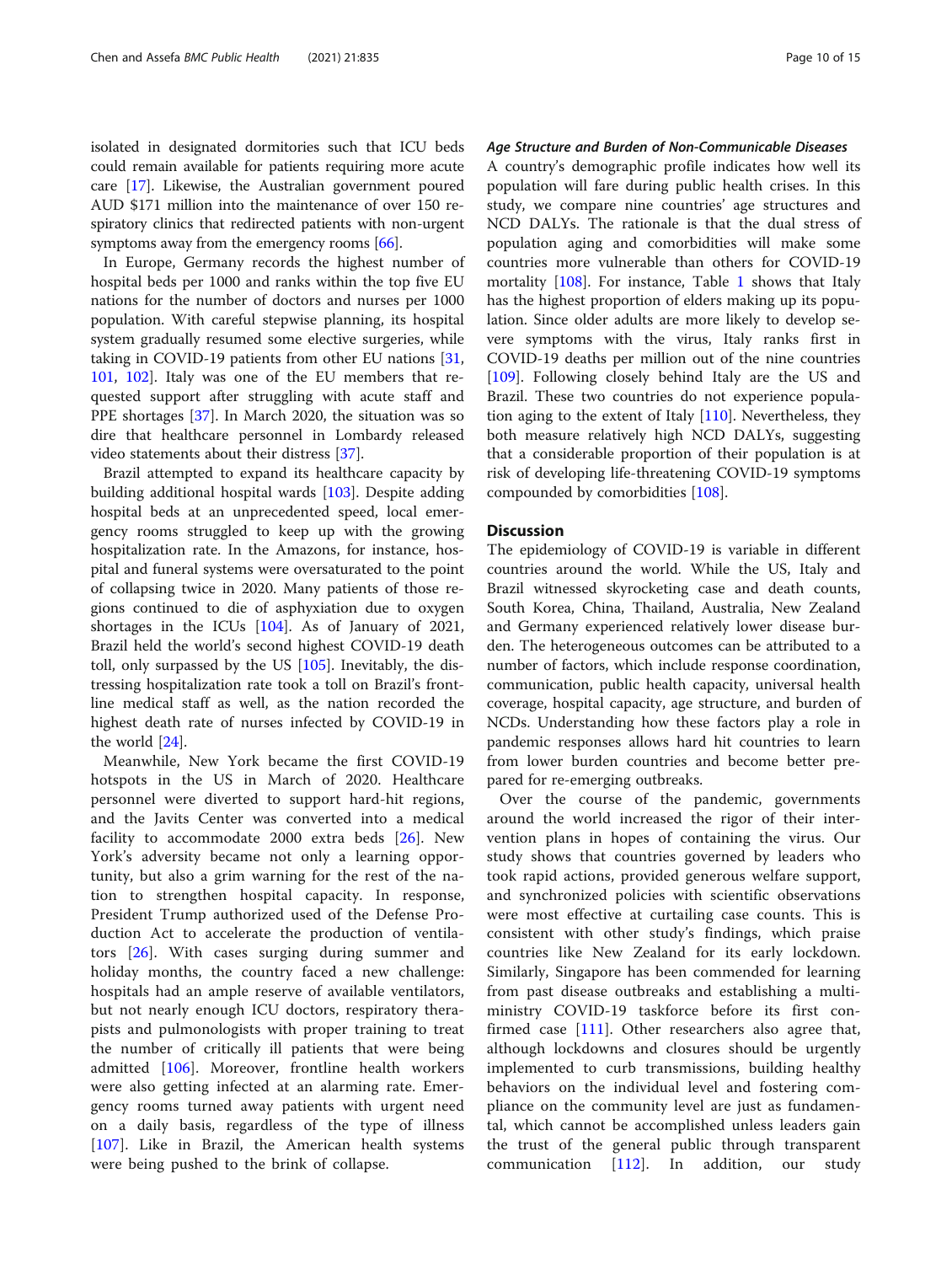isolated in designated dormitories such that ICU beds could remain available for patients requiring more acute care [17]. Likewise, the Australian government poured AUD $171 million into the maintenance of over 150 respiratory clinics that redirected patients with non-urgent symptoms away from the emergency rooms [66].

In Europe, Germany records the highest number of hospital beds per 1000 and ranks within the top five EU nations for the number of doctors and nurses per 1000 population. With careful stepwise planning, its hospital system gradually resumed some elective surgeries, while taking in COVID-19 patients from other EU nations [31, 101, 102]. Italy was one of the EU members that requested support after struggling with acute staff and PPE shortages [37]. In March 2020, the situation was so dire that healthcare personnel in Lombardy released video statements about their distress [37].

Brazil attempted to expand its healthcare capacity by building additional hospital wards [103]. Despite adding hospital beds at an unprecedented speed, local emergency rooms struggled to keep up with the growing hospitalization rate. In the Amazons, for instance, hospital and funeral systems were oversaturated to the point of collapsing twice in 2020. Many patients of those regions continued to die of asphyxiation due to oxygen shortages in the ICUs [104]. As of January of 2021, Brazil held the world's second highest COVID-19 death toll, only surpassed by the US [105]. Inevitably, the distressing hospitalization rate took a toll on Brazil's frontline medical staff as well, as the nation recorded the highest death rate of nurses infected by COVID-19 in the world [24].

Meanwhile, New York became the first COVID-19 hotspots in the US in March of 2020. Healthcare personnel were diverted to support hard-hit regions, and the Javits Center was converted into a medical facility to accommodate 2000 extra beds [26]. New York's adversity became not only a learning opportunity, but also a grim warning for the rest of the nation to strengthen hospital capacity. In response, President Trump authorized used of the Defense Production Act to accelerate the production of ventilators [26]. With cases surging during summer and holiday months, the country faced a new challenge: hospitals had an ample reserve of available ventilators, but not nearly enough ICU doctors, respiratory therapists and pulmonologists with proper training to treat the number of critically ill patients that were being admitted [106]. Moreover, frontline health workers were also getting infected at an alarming rate. Emergency rooms turned away patients with urgent need on a daily basis, regardless of the type of illness [107]. Like in Brazil, the American health systems were being pushed to the brink of collapse.

#### *Age Structure and Burden of Non-Communicable Diseases*

A country's demographic profile indicates how well its population will fare during public health crises. In this study, we compare nine countries' age structures and NCD DALYs. The rationale is that the dual stress of population aging and comorbidities will make some countries more vulnerable than others for COVID-19 mortality [108]. For instance, Table 1 shows that Italy has the highest proportion of elders making up its population. Since older adults are more likely to develop severe symptoms with the virus, Italy ranks first in COVID-19 deaths per million out of the nine countries [109]. Following closely behind Italy are the US and Brazil. These two countries do not experience population aging to the extent of Italy [110]. Nevertheless, they both measure relatively high NCD DALYs, suggesting that a considerable proportion of their population is at risk of developing life-threatening COVID-19 symptoms compounded by comorbidities [108].

## Discussion

The epidemiology of COVID-19 is variable in different countries around the world. While the US, Italy and Brazil witnessed skyrocketing case and death counts, South Korea, China, Thailand, Australia, New Zealand and Germany experienced relatively lower disease burden. The heterogeneous outcomes can be attributed to a number of factors, which include response coordination, communication, public health capacity, universal health coverage, hospital capacity, age structure, and burden of NCDs. Understanding how these factors play a role in pandemic responses allows hard hit countries to learn from lower burden countries and become better prepared for re-emerging outbreaks.

Over the course of the pandemic, governments around the world increased the rigor of their intervention plans in hopes of containing the virus. Our study shows that countries governed by leaders who took rapid actions, provided generous welfare support, and synchronized policies with scientific observations were most effective at curtailing case counts. This is consistent with other study's findings, which praise countries like New Zealand for its early lockdown. Similarly, Singapore has been commended for learning from past disease outbreaks and establishing a multi-ministry COVID-19 taskforce before its first confirmed case [111]. Other researchers also agree that, although lockdowns and closures should be urgently implemented to curb transmissions, building healthy behaviors on the individual level and fostering compliance on the community level are just as fundamental, which cannot be accomplished unless leaders gain the trust of the general public through transparent communication [112]. In addition, our study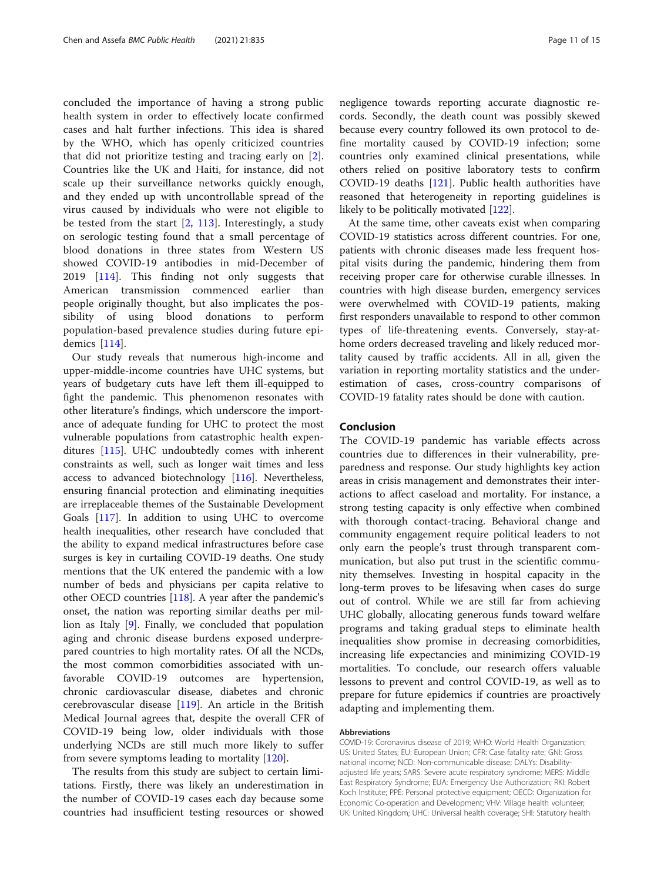concluded the importance of having a strong public health system in order to effectively locate confirmed cases and halt further infections. This idea is shared by the WHO, which has openly criticized countries that did not prioritize testing and tracing early on [2]. Countries like the UK and Haiti, for instance, did not scale up their surveillance networks quickly enough, and they ended up with uncontrollable spread of the virus caused by individuals who were not eligible to be tested from the start [2, 113]. Interestingly, a study on serologic testing found that a small percentage of blood donations in three states from Western US showed COVID-19 antibodies in mid-December of 2019 [114]. This finding not only suggests that American transmission commenced earlier than people originally thought, but also implicates the possibility of using blood donations to perform population-based prevalence studies during future epidemics [114].

Our study reveals that numerous high-income and upper-middle-income countries have UHC systems, but years of budgetary cuts have left them ill-equipped to fight the pandemic. This phenomenon resonates with other literature's findings, which underscore the importance of adequate funding for UHC to protect the most vulnerable populations from catastrophic health expenditures [115]. UHC undoubtedly comes with inherent constraints as well, such as longer wait times and less access to advanced biotechnology [116]. Nevertheless, ensuring financial protection and eliminating inequities are irreplaceable themes of the Sustainable Development Goals [117]. In addition to using UHC to overcome health inequalities, other research have concluded that the ability to expand medical infrastructures before case surges is key in curtailing COVID-19 deaths. One study mentions that the UK entered the pandemic with a low number of beds and physicians per capita relative to other OECD countries [118]. A year after the pandemic's onset, the nation was reporting similar deaths per million as Italy [9]. Finally, we concluded that population aging and chronic disease burdens exposed underprepared countries to high mortality rates. Of all the NCDs, the most common comorbidities associated with unfavorable COVID-19 outcomes are hypertension, chronic cardiovascular disease, diabetes and chronic cerebrovascular disease [119]. An article in the British Medical Journal agrees that, despite the overall CFR of COVID-19 being low, older individuals with those underlying NCDs are still much more likely to suffer from severe symptoms leading to mortality [120].

The results from this study are subject to certain limitations. Firstly, there was likely an underestimation in the number of COVID-19 cases each day because some countries had insufficient testing resources or showed negligence towards reporting accurate diagnostic records. Secondly, the death count was possibly skewed because every country followed its own protocol to define mortality caused by COVID-19 infection; some countries only examined clinical presentations, while others relied on positive laboratory tests to confirm COVID-19 deaths [121]. Public health authorities have reasoned that heterogeneity in reporting guidelines is likely to be politically motivated [122].

At the same time, other caveats exist when comparing COVID-19 statistics across different countries. For one, patients with chronic diseases made less frequent hospital visits during the pandemic, hindering them from receiving proper care for otherwise curable illnesses. In countries with high disease burden, emergency services were overwhelmed with COVID-19 patients, making first responders unavailable to respond to other common types of life-threatening events. Conversely, stay-at-home orders decreased traveling and likely reduced mortality caused by traffic accidents. All in all, given the variation in reporting mortality statistics and the underestimation of cases, cross-country comparisons of COVID-19 fatality rates should be done with caution.

## Conclusion

The COVID-19 pandemic has variable effects across countries due to differences in their vulnerability, preparedness and response. Our study highlights key action areas in crisis management and demonstrates their interactions to affect caseload and mortality. For instance, a strong testing capacity is only effective when combined with thorough contact-tracing. Behavioral change and community engagement require political leaders to not only earn the people's trust through transparent communication, but also put trust in the scientific community themselves. Investing in hospital capacity in the long-term proves to be lifesaving when cases do surge out of control. While we are still far from achieving UHC globally, allocating generous funds toward welfare programs and taking gradual steps to eliminate health inequalities show promise in decreasing comorbidities, increasing life expectancies and minimizing COVID-19 mortalities. To conclude, our research offers valuable lessons to prevent and control COVID-19, as well as to prepare for future epidemics if countries are proactively adapting and implementing them.

#### Abbreviations

COVID-19: Coronavirus disease of 2019; WHO: World Health Organization; US: United States; EU: European Union; CFR: Case fatality rate; GNI: Gross national income; NCD: Non-communicable disease; DALYs: Disability-adjusted life years; SARS: Severe acute respiratory syndrome; MERS: Middle East Respiratory Syndrome; EUA: Emergency Use Authorization; RKI: Robert Koch Institute; PPE: Personal protective equipment; OECD: Organization for Economic Co-operation and Development; VHV: Village health volunteer; UK: United Kingdom; UHC: Universal health coverage; SHI: Statutory health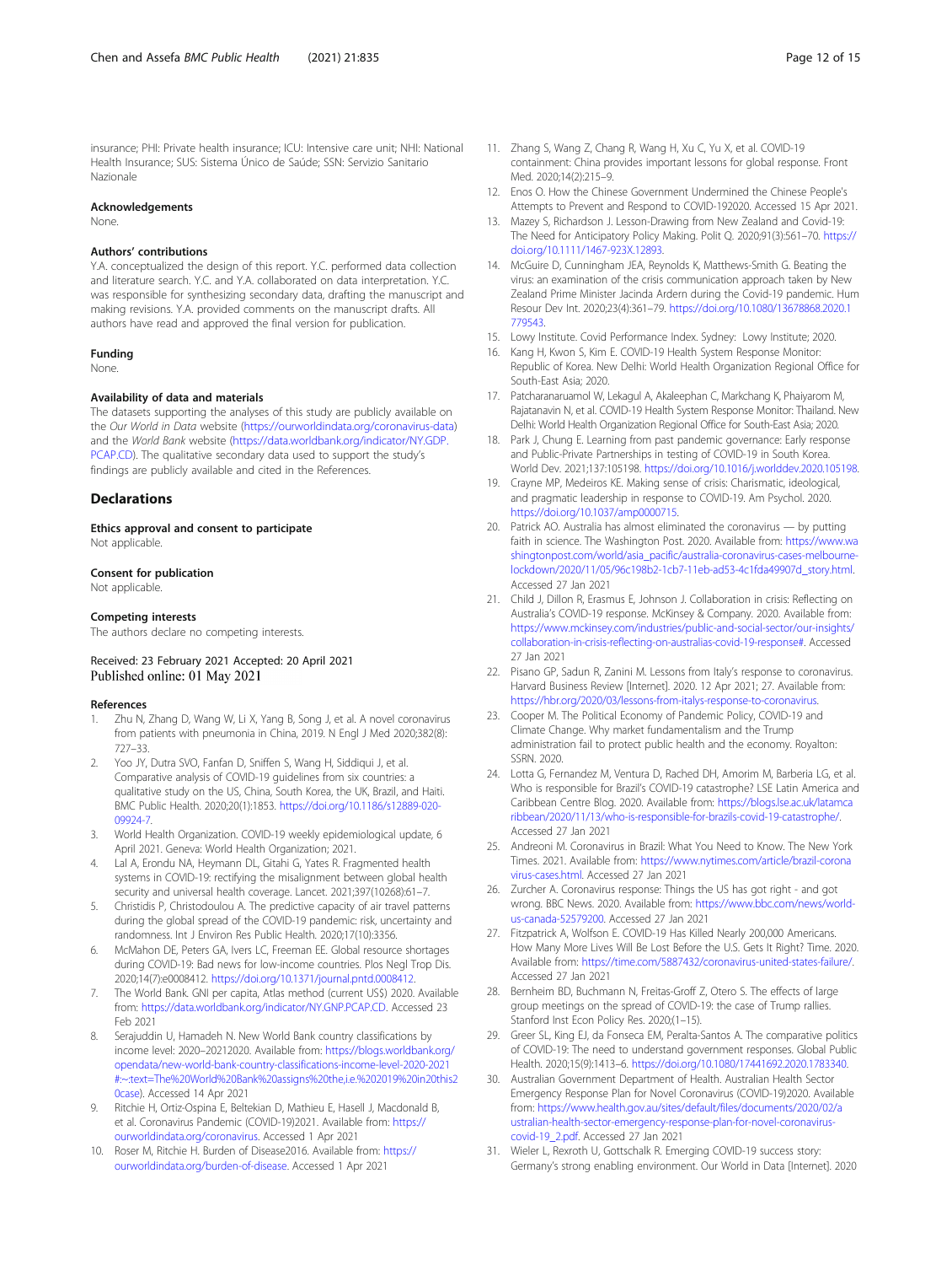insurance; PHI: Private health insurance; ICU: Intensive care unit; NHI: National Health Insurance; SUS: Sistema Único de Saúde; SSN: Servizio Sanitario Nazionale

### Acknowledgements

None.

### Authors' contributions

Y.A. conceptualized the design of this report. Y.C. performed data collection and literature search. Y.C. and Y.A. collaborated on data interpretation. Y.C. was responsible for synthesizing secondary data, drafting the manuscript and making revisions. Y.A. provided comments on the manuscript drafts. All authors have read and approved the final version for publication.

### Funding

None.

### Availability of data and materials

The datasets supporting the analyses of this study are publicly available on the *Our World in Data* website (https://ourworldindata.org/coronavirus-data) and the *World Bank* website (https://data.worldbank.org/indicator/NY.GDP.PCAP.CD). The qualitative secondary data used to support the study's findings are publicly available and cited in the References.

## Declarations

### Ethics approval and consent to participate

Not applicable.

### Consent for publication

Not applicable.

### Competing interests

The authors declare no competing interests.

Received: 23 February 2021 Accepted: 20 April 2021
Published online: 01 May 2021

### References

1. Zhu N, Zhang D, Wang W, Li X, Yang B, Song J, et al. A novel coronavirus from patients with pneumonia in China, 2019. N Engl J Med 2020;382(8):727–33.
2. Yoo JY, Dutra SVO, Fanfan D, Sniffen S, Wang H, Siddiqui J, et al. Comparative analysis of COVID-19 guidelines from six countries: a qualitative study on the US, China, South Korea, the UK, Brazil, and Haiti. BMC Public Health. 2020;20(1):1853. https://doi.org/10.1186/s12889-020-09924-7.
3. World Health Organization. COVID-19 weekly epidemiological update, 6 April 2021. Geneva: World Health Organization; 2021.
4. Lal A, Erondu NA, Heymann DL, Gitahi G, Yates R. Fragmented health systems in COVID-19: rectifying the misalignment between global health security and universal health coverage. Lancet. 2021;397(10268):61–7.
5. Christidis P, Christodoulou A. The predictive capacity of air travel patterns during the global spread of the COVID-19 pandemic: risk, uncertainty and randomness. Int J Environ Res Public Health. 2020;17(10):3356.
6. McMahon DE, Peters GA, Ivers LC, Freeman EE. Global resource shortages during COVID-19: Bad news for low-income countries. Plos Negl Trop Dis. 2020;14(7):e0008412. https://doi.org/10.1371/journal.pntd.0008412.
7. The World Bank. GNI per capita, Atlas method (current US$) 2020. Available from: https://data.worldbank.org/indicator/NY.GNP.PCAP.CD. Accessed 23 Feb 2021
8. Serajuddin U, Hamadeh N. New World Bank country classifications by income level: 2020–20212020. Available from: https://blogs.worldbank.org/opendata/new-world-bank-country-classifications-income-level-2020-2021#:~:text=The%20World%20Bank%20assigns%20the,i.e.%202019%20in%20this%20case). Accessed 14 Apr 2021
9. Ritchie H, Ortiz-Ospina E, Beltekian D, Mathieu E, Hasell J, Macdonald B, et al. Coronavirus Pandemic (COVID-19)2021. Available from: https://ourworldindata.org/coronavirus. Accessed 1 Apr 2021
10. Roser M, Ritchie H. Burden of Disease2016. Available from: https://ourworldindata.org/burden-of-disease. Accessed 1 Apr 2021
11. Zhang S, Wang Z, Chang R, Wang H, Xu C, Yu X, et al. COVID-19 containment: China provides important lessons for global response. Front Med. 2020;14(2):215–9.
12. Enos O. How the Chinese Government Undermined the Chinese People's Attempts to Prevent and Respond to COVID-192020. Accessed 15 Apr 2021.
13. Mazey S, Richardson J. Lesson-Drawing from New Zealand and Covid-19: The Need for Anticipatory Policy Making. Polit Q. 2020;91(3):561–70. https://doi.org/10.1111/1467-923X.12893.
14. McGuire D, Cunningham JEA, Reynolds K, Matthews-Smith G. Beating the virus: an examination of the crisis communication approach taken by New Zealand Prime Minister Jacinda Ardern during the Covid-19 pandemic. Hum Resour Dev Int. 2020;23(4):361–79. https://doi.org/10.1080/13678868.2020.1779543.
15. Lowy Institute. Covid Performance Index. Sydney: Lowy Institute; 2020.
16. Kang H, Kwon S, Kim E. COVID-19 Health System Response Monitor: Republic of Korea. New Delhi: World Health Organization Regional Office for South-East Asia; 2020.
17. Patcharanaruamol W, Lekagul A, Akaleephan C, Markchang K, Phaiyarom M, Rajatanavin N, et al. COVID-19 Health System Response Monitor: Thailand. New Delhi: World Health Organization Regional Office for South-East Asia; 2020.
18. Park J, Chung E. Learning from past pandemic governance: Early response and Public-Private Partnerships in testing of COVID-19 in South Korea. World Dev. 2021;137:105198. https://doi.org/10.1016/j.worlddev.2020.105198.
19. Crayne MP, Medeiros KE. Making sense of crisis: Charismatic, ideological, and pragmatic leadership in response to COVID-19. Am Psychol. 2020. https://doi.org/10.1037/amp0000715.
20. Patrick AO. Australia has almost eliminated the coronavirus — by putting faith in science. The Washington Post. 2020. Available from: https://www.washingtonpost.com/world/asia_pacific/australia-coronavirus-cases-melbourne-lockdown/2020/11/05/96c198b2-1cb7-11eb-ad53-4c1fda49907d_story.html. Accessed 27 Jan 2021
21. Child J, Dillon R, Erasmus E, Johnson J. Collaboration in crisis: Reflecting on Australia's COVID-19 response. McKinsey & Company. 2020. Available from: https://www.mckinsey.com/industries/public-and-social-sector/our-insights/collaboration-in-crisis-reflecting-on-australias-covid-19-response#. Accessed 27 Jan 2021
22. Pisano GP, Sadun R, Zanini M. Lessons from Italy's response to coronavirus. Harvard Business Review [Internet]. 2020. 12 Apr 2021; 27. Available from: https://hbr.org/2020/03/lessons-from-italys-response-to-coronavirus.
23. Cooper M. The Political Economy of Pandemic Policy, COVID-19 and Climate Change. Why market fundamentalism and the Trump administration fail to protect public health and the economy. Royalton: SSRN. 2020.
24. Lotta G, Fernandez M, Ventura D, Rached DH, Amorim M, Barberia LG, et al. Who is responsible for Brazil's COVID-19 catastrophe? LSE Latin America and Caribbean Centre Blog. 2020. Available from: https://blogs.lse.ac.uk/latamcaribbean/2020/11/13/who-is-responsible-for-brazils-covid-19-catastrophe/. Accessed 27 Jan 2021
25. Andreoni M. Coronavirus in Brazil: What You Need to Know. The New York Times. 2021. Available from: https://www.nytimes.com/article/brazil-coronavirus-cases.html. Accessed 27 Jan 2021
26. Zurcher A. Coronavirus response: Things the US has got right - and got wrong. BBC News. 2020. Available from: https://www.bbc.com/news/world-us-canada-52579200. Accessed 27 Jan 2021
27. Fitzpatrick A, Wolfson E. COVID-19 Has Killed Nearly 200,000 Americans. How Many More Lives Will Be Lost Before the U.S. Gets It Right? Time. 2020. Available from: https://time.com/5887432/coronavirus-united-states-failure/. Accessed 27 Jan 2021
28. Bernheim BD, Buchmann N, Freitas-Groff Z, Otero S. The effects of large group meetings on the spread of COVID-19: the case of Trump rallies. Stanford Inst Econ Policy Res. 2020;(1–15).
29. Greer SL, King EJ, da Fonseca EM, Peralta-Santos A. The comparative politics of COVID-19: The need to understand government responses. Global Public Health. 2020;15(9):1413–6. https://doi.org/10.1080/17441692.2020.1783340.
30. Australian Government Department of Health. Australian Health Sector Emergency Response Plan for Novel Coronavirus (COVID-19)2020. Available from: https://www.health.gov.au/sites/default/files/documents/2020/02/australian-health-sector-emergency-response-plan-for-novel-coronavirus-covid-19_2.pdf. Accessed 27 Jan 2021
31. Wieler L, Rexroth U, Gottschalk R. Emerging COVID-19 success story: Germany's strong enabling environment. Our World in Data [Internet]. 2020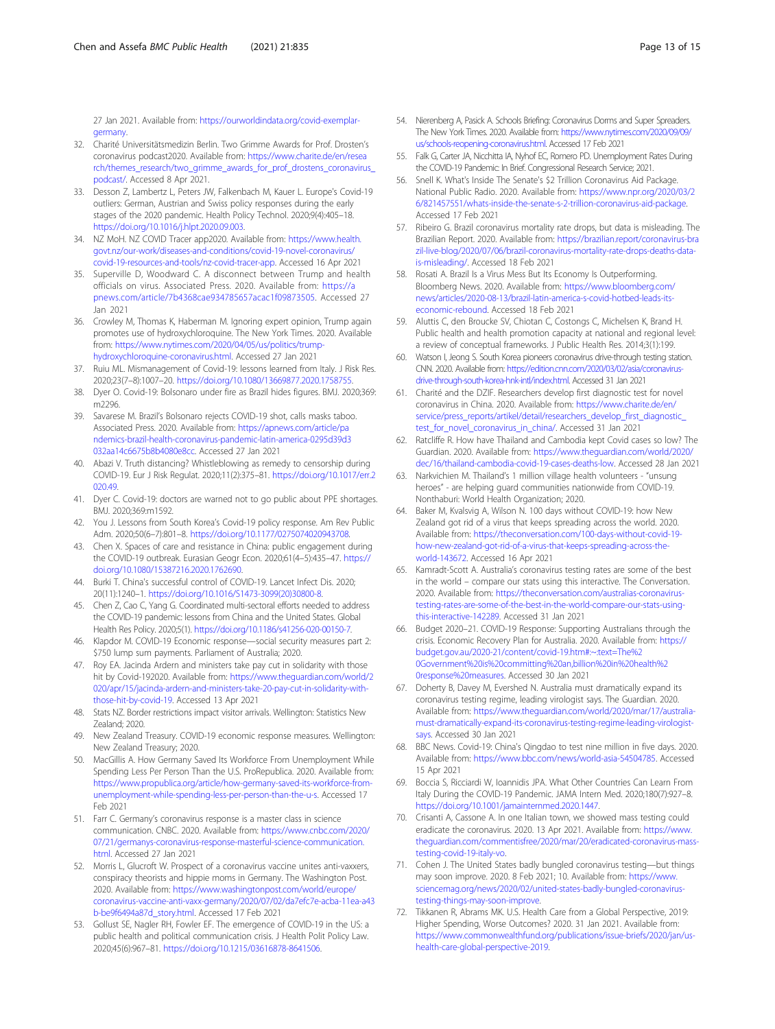27 Jan 2021. Available from: https://ourworldindata.org/covid-exemplar-germany.

32. Charité Universitätsmedizin Berlin. Two Grimme Awards for Prof. Drosten's coronavirus podcast2020. Available from: https://www.charite.de/en/research/themes_research/two_grimme_awards_for_prof_drostens_coronavirus_podcast/. Accessed 8 Apr 2021.
33. Desson Z, Lambertz L, Peters JW, Falkenbach M, Kauer L. Europe's Covid-19 outliers: German, Austrian and Swiss policy responses during the early stages of the 2020 pandemic. Health Policy Technol. 2020;9(4):405–18. https://doi.org/10.1016/j.hlpt.2020.09.003.
34. NZ MoH. NZ COVID Tracer app2020. Available from: https://www.health.govt.nz/our-work/diseases-and-conditions/covid-19-novel-coronavirus/covid-19-resources-and-tools/nz-covid-tracer-app. Accessed 16 Apr 2021
35. Superville D, Woodward C. A disconnect between Trump and health officials on virus. Associated Press. 2020. Available from: https://apnews.com/article/7b4368cae934785657acac1f09873505. Accessed 27 Jan 2021
36. Crowley M, Thomas K, Haberman M. Ignoring expert opinion, Trump again promotes use of hydroxychloroquine. The New York Times. 2020. Available from: https://www.nytimes.com/2020/04/05/us/politics/trump-hydroxychloroquine-coronavirus.html. Accessed 27 Jan 2021
37. Ruiu ML. Mismanagement of Covid-19: lessons learned from Italy. J Risk Res. 2020;23(7–8):1007–20. https://doi.org/10.1080/13669877.2020.1758755.
38. Dyer O. Covid-19: Bolsonaro under fire as Brazil hides figures. BMJ. 2020;369:m2296.
39. Savarese M. Brazil's Bolsonaro rejects COVID-19 shot, calls masks taboo. Associated Press. 2020. Available from: https://apnews.com/article/pandemics-brazil-health-coronavirus-pandemic-latin-america-0295d39d3032aa14c6675b8b4080e8cc. Accessed 27 Jan 2021
40. Abazi V. Truth distancing? Whistleblowing as remedy to censorship during COVID-19. Eur J Risk Regulat. 2020;11(2):375–81. https://doi.org/10.1017/err.2020.49.
41. Dyer C. Covid-19: doctors are warned not to go public about PPE shortages. BMJ. 2020;369:m1592.
42. You J. Lessons from South Korea's Covid-19 policy response. Am Rev Public Adm. 2020;50(6–7):801–8. https://doi.org/10.1177/0275074020943708.
43. Chen X. Spaces of care and resistance in China: public engagement during the COVID-19 outbreak. Eurasian Geogr Econ. 2020;61(4–5):435–47. https://doi.org/10.1080/15387216.2020.1762690.
44. Burki T. China's successful control of COVID-19. Lancet Infect Dis. 2020;20(11):1240–1. https://doi.org/10.1016/S1473-3099(20)30800-8.
45. Chen Z, Cao C, Yang G. Coordinated multi-sectoral efforts needed to address the COVID-19 pandemic: lessons from China and the United States. Global Health Res Policy. 2020;5(1). https://doi.org/10.1186/s41256-020-00150-7.
46. Klapdor M. COVID-19 Economic response—social security measures part 2: $750 lump sum payments. Parliament of Australia; 2020.
47. Roy EA. Jacinda Ardern and ministers take pay cut in solidarity with those hit by Covid-192020. Available from: https://www.theguardian.com/world/2020/apr/15/jacinda-ardern-and-ministers-take-20-pay-cut-in-solidarity-with-those-hit-by-covid-19. Accessed 13 Apr 2021
48. Stats NZ. Border restrictions impact visitor arrivals. Wellington: Statistics New Zealand; 2020.
49. New Zealand Treasury. COVID-19 economic response measures. Wellington: New Zealand Treasury; 2020.
50. MacGillis A. How Germany Saved Its Workforce From Unemployment While Spending Less Per Person Than the U.S. ProRepublica. 2020. Available from: https://www.propublica.org/article/how-germany-saved-its-workforce-from-unemployment-while-spending-less-per-person-than-the-u-s. Accessed 17 Feb 2021
51. Farr C. Germany's coronavirus response is a master class in science communication. CNBC. 2020. Available from: https://www.cnbc.com/2020/07/21/germanys-coronavirus-response-masterful-science-communication.html. Accessed 27 Jan 2021
52. Morris L, Glucroft W. Prospect of a coronavirus vaccine unites anti-vaxxers, conspiracy theorists and hippie moms in Germany. The Washington Post. 2020. Available from: https://www.washingtonpost.com/world/europe/coronavirus-vaccine-anti-vaxx-germany/2020/07/02/da7efc7e-acba-11ea-a43b-be9f6494a87d_story.html. Accessed 17 Feb 2021
53. Gollust SE, Nagler RH, Fowler EF. The emergence of COVID-19 in the US: a public health and political communication crisis. J Health Polit Policy Law. 2020;45(6):967–81. https://doi.org/10.1215/03616878-8641506.
54. Nierenberg A, Pasick A. Schools Briefing: Coronavirus Dorms and Super Spreaders. The New York Times. 2020. Available from: https://www.nytimes.com/2020/09/09/us/schools-reopening-coronavirus.html. Accessed 17 Feb 2021
55. Falk G, Carter JA, Nicchitta IA, Nyhof EC, Romero PD. Unemployment Rates During the COVID-19 Pandemic: In Brief. Congressional Research Service; 2021.
56. Snell K. What's Inside The Senate's $2 Trillion Coronavirus Aid Package. National Public Radio. 2020. Available from: https://www.npr.org/2020/03/26/821457551/whats-inside-the-senate-s-2-trillion-coronavirus-aid-package. Accessed 17 Feb 2021
57. Ribeiro G. Brazil coronavirus mortality rate drops, but data is misleading. The Brazilian Report. 2020. Available from: https://brazilian.report/coronavirus-brazil-live-blog/2020/07/06/brazil-coronavirus-mortality-rate-drops-deaths-data-is-misleading/. Accessed 18 Feb 2021
58. Rosati A. Brazil Is a Virus Mess But Its Economy Is Outperforming. Bloomberg News. 2020. Available from: https://www.bloomberg.com/news/articles/2020-08-13/brazil-latin-america-s-covid-hotbed-leads-its-economic-rebound. Accessed 18 Feb 2021
59. Aluttis C, den Broucke SV, Chiotan C, Costongs C, Michelsen K, Brand H. Public health and health promotion capacity at national and regional level: a review of conceptual frameworks. J Public Health Res. 2014;3(1):199.
60. Watson I, Jeong S. South Korea pioneers coronavirus drive-through testing station. CNN. 2020. Available from: https://edition.cnn.com/2020/03/02/asia/coronavirus-drive-through-south-korea-hnk-intl/index.html. Accessed 31 Jan 2021
61. Charité and the DZIF. Researchers develop first diagnostic test for novel coronavirus in China. 2020. Available from: https://www.charite.de/en/service/press_reports/artikel/detail/researchers_develop_first_diagnostic_test_for_novel_coronavirus_in_china/. Accessed 31 Jan 2021
62. Ratcliffe R. How have Thailand and Cambodia kept Covid cases so low? The Guardian. 2020. Available from: https://www.theguardian.com/world/2020/dec/16/thailand-cambodia-covid-19-cases-deaths-low. Accessed 28 Jan 2021
63. Narkvichien M. Thailand's 1 million village health volunteers - "unsung heroes" - are helping guard communities nationwide from COVID-19. Nonthaburi: World Health Organization; 2020.
64. Baker M, Kvalsvig A, Wilson N. 100 days without COVID-19: how New Zealand got rid of a virus that keeps spreading across the world. 2020. Available from: https://theconversation.com/100-days-without-covid-19-how-new-zealand-got-rid-of-a-virus-that-keeps-spreading-across-the-world-143672. Accessed 16 Apr 2021
65. Kamradt-Scott A. Australia's coronavirus testing rates are some of the best in the world – compare our stats using this interactive. The Conversation. 2020. Available from: https://theconversation.com/australias-coronavirus-testing-rates-are-some-of-the-best-in-the-world-compare-our-stats-using-this-interactive-142289. Accessed 31 Jan 2021
66. Budget 2020–21. COVID-19 Response: Supporting Australians through the crisis. Economic Recovery Plan for Australia. 2020. Available from: https://budget.gov.au/2020-21/content/covid-19.htm#:~:text=The%20Government%20is%20committing%20an,billion%20in%20health%20response%20measures. Accessed 30 Jan 2021
67. Doherty B, Davey M, Evershed N. Australia must dramatically expand its coronavirus testing regime, leading virologist says. The Guardian. 2020. Available from: https://www.theguardian.com/world/2020/mar/17/australia-must-dramatically-expand-its-coronavirus-testing-regime-leading-virologist-says. Accessed 30 Jan 2021
68. BBC News. Covid-19: China's Qingdao to test nine million in five days. 2020. Available from: https://www.bbc.com/news/world-asia-54504785. Accessed 15 Apr 2021
69. Boccia S, Ricciardi W, Ioannidis JPA. What Other Countries Can Learn From Italy During the COVID-19 Pandemic. JAMA Intern Med. 2020;180(7):927–8. https://doi.org/10.1001/jamainternmed.2020.1447.
70. Crisanti A, Cassone A. In one Italian town, we showed mass testing could eradicate the coronavirus. 2020. 13 Apr 2021. Available from: https://www.theguardian.com/commentisfree/2020/mar/20/eradicated-coronavirus-mass-testing-covid-19-italy-vo.
71. Cohen J. The United States badly bungled coronavirus testing—but things may soon improve. 2020. 8 Feb 2021; 10. Available from: https://www.sciencemag.org/news/2020/02/united-states-badly-bungled-coronavirus-testing-things-may-soon-improve.
72. Tikkanen R, Abrams MK. U.S. Health Care from a Global Perspective, 2019: Higher Spending, Worse Outcomes? 2020. 31 Jan 2021. Available from: https://www.commonwealthfund.org/publications/issue-briefs/2020/jan/us-health-care-global-perspective-2019.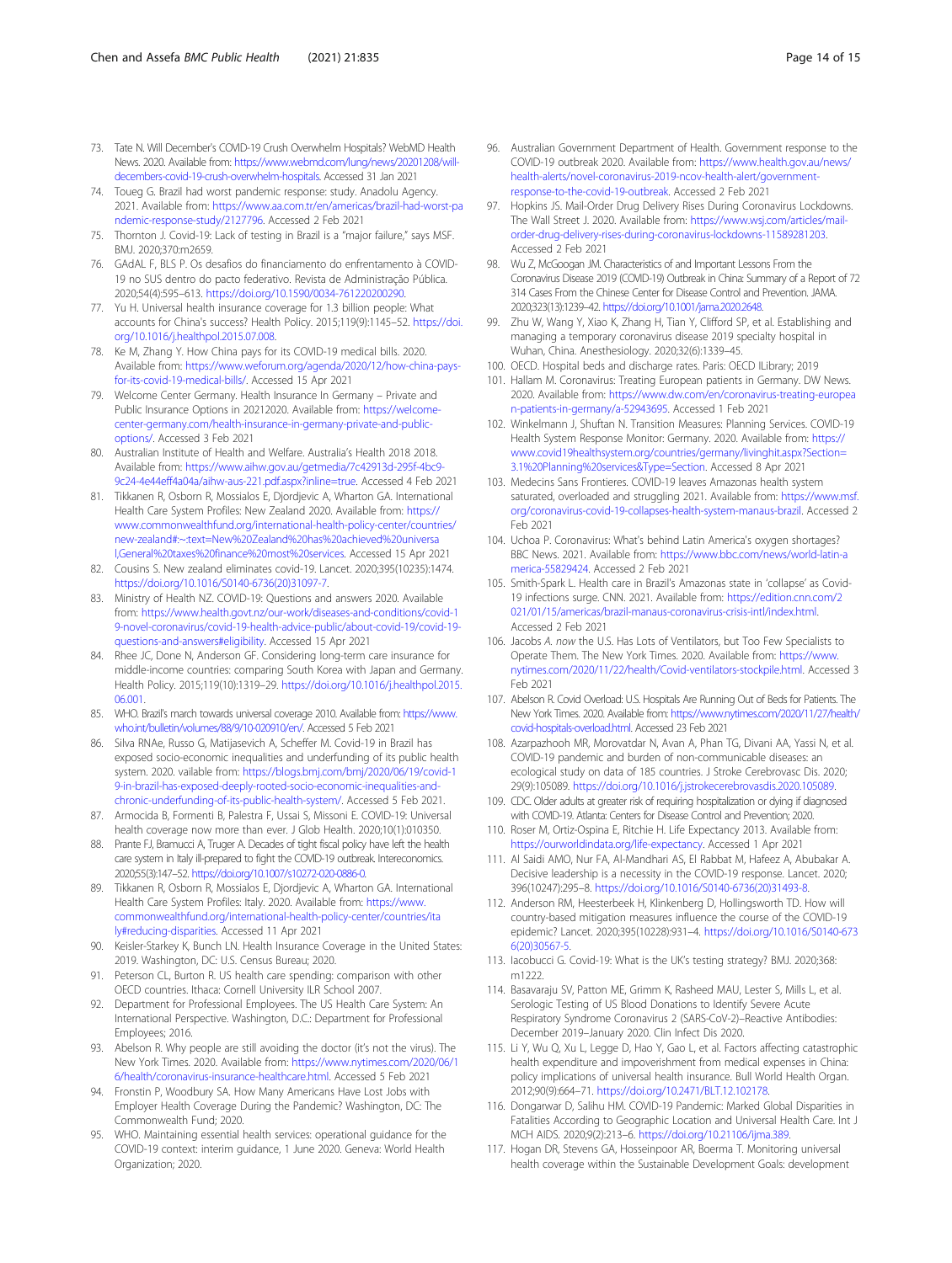73. Tate N. Will December's COVID-19 Crush Overwhelm Hospitals? WebMD Health News. 2020. Available from: https://www.webmd.com/lung/news/20201208/will-decembers-covid-19-crush-overwhelm-hospitals. Accessed 31 Jan 2021
74. Toueg G. Brazil had worst pandemic response: study. Anadolu Agency. 2021. Available from: https://www.aa.com.tr/en/americas/brazil-had-worst-pandemic-response-study/2127796. Accessed 2 Feb 2021
75. Thornton J. Covid-19: Lack of testing in Brazil is a "major failure," says MSF. BMJ. 2020;370:m2659.
76. GAdAL F, BLS P. Os desafios do financiamento do enfrentamento à COVID-19 no SUS dentro do pacto federativo. Revista de Administração Pública. 2020;54(4):595–613. https://doi.org/10.1590/0034-761220200290.
77. Yu H. Universal health insurance coverage for 1.3 billion people: What accounts for China's success? Health Policy. 2015;119(9):1145–52. https://doi.org/10.1016/j.healthpol.2015.07.008.
78. Ke M, Zhang Y. How China pays for its COVID-19 medical bills. 2020. Available from: https://www.weforum.org/agenda/2020/12/how-china-pays-for-its-covid-19-medical-bills/. Accessed 15 Apr 2021
79. Welcome Center Germany. Health Insurance In Germany – Private and Public Insurance Options in 20212020. Available from: https://welcome-center-germany.com/health-insurance-in-germany-private-and-public-options/. Accessed 3 Feb 2021
80. Australian Institute of Health and Welfare. Australia's Health 2018 2018. Available from: https://www.aihw.gov.au/getmedia/7c42913d-295f-4bc9-9c24-4e44eff4a04a/aihw-aus-221.pdf.aspx?inline=true. Accessed 4 Feb 2021
81. Tikkanen R, Osborn R, Mossialos E, Djordjevic A, Wharton GA. International Health Care System Profiles: New Zealand 2020. Available from: https://www.commonwealthfund.org/international-health-policy-center/countries/new-zealand#:~:text=New%20Zealand%20has%20achieved%20universal,General%20taxes%20finance%20most%20services. Accessed 15 Apr 2021
82. Cousins S. New zealand eliminates covid-19. Lancet. 2020;395(10235):1474. https://doi.org/10.1016/S0140-6736(20)31097-7.
83. Ministry of Health NZ. COVID-19: Questions and answers 2020. Available from: https://www.health.govt.nz/our-work/diseases-and-conditions/covid-19-novel-coronavirus/covid-19-health-advice-public/about-covid-19/covid-19-questions-and-answers#eligibility. Accessed 15 Apr 2021
84. Rhee JC, Done N, Anderson GF. Considering long-term care insurance for middle-income countries: comparing South Korea with Japan and Germany. Health Policy. 2015;119(10):1319–29. https://doi.org/10.1016/j.healthpol.2015.06.001.
85. WHO. Brazil's march towards universal coverage 2010. Available from: https://www.who.int/bulletin/volumes/88/9/10-020910/en/. Accessed 5 Feb 2021
86. Silva RNAe, Russo G, Matijasevich A, Scheffer M. Covid-19 in Brazil has exposed socio-economic inequalities and underfunding of its public health system. 2020. vailable from: https://blogs.bmj.com/bmj/2020/06/19/covid-19-in-brazil-has-exposed-deeply-rooted-socio-economic-inequalities-and-chronic-underfunding-of-its-public-health-system/. Accessed 5 Feb 2021.
87. Armocida B, Formenti B, Palestra F, Ussai S, Missoni E. COVID-19: Universal health coverage now more than ever. J Glob Health. 2020;10(1):010350.
88. Prante FJ, Bramucci A, Truger A. Decades of tight fiscal policy have left the health care system in Italy ill-prepared to fight the COVID-19 outbreak. Intereconomics. 2020;55(3):147–52. https://doi.org/10.1007/s10272-020-0886-0.
89. Tikkanen R, Osborn R, Mossialos E, Djordjevic A, Wharton GA. International Health Care System Profiles: Italy. 2020. Available from: https://www.commonwealthfund.org/international-health-policy-center/countries/italy#reducing-disparities. Accessed 11 Apr 2021
90. Keisler-Starkey K, Bunch LN. Health Insurance Coverage in the United States: 2019. Washington, DC: U.S. Census Bureau; 2020.
91. Peterson CL, Burton R. US health care spending: comparison with other OECD countries. Ithaca: Cornell University ILR School 2007.
92. Department for Professional Employees. The US Health Care System: An International Perspective. Washington, D.C.: Department for Professional Employees; 2016.
93. Abelson R. Why people are still avoiding the doctor (it's not the virus). The New York Times. 2020. Available from: https://www.nytimes.com/2020/06/16/health/coronavirus-insurance-healthcare.html. Accessed 5 Feb 2021
94. Fronstin P, Woodbury SA. How Many Americans Have Lost Jobs with Employer Health Coverage During the Pandemic? Washington, DC: The Commonwealth Fund; 2020.
95. WHO. Maintaining essential health services: operational guidance for the COVID-19 context: interim guidance, 1 June 2020. Geneva: World Health Organization; 2020.
96. Australian Government Department of Health. Government response to the COVID-19 outbreak 2020. Available from: https://www.health.gov.au/news/health-alerts/novel-coronavirus-2019-ncov-health-alert/government-response-to-the-covid-19-outbreak. Accessed 2 Feb 2021
97. Hopkins JS. Mail-Order Drug Delivery Rises During Coronavirus Lockdowns. The Wall Street J. 2020. Available from: https://www.wsj.com/articles/mail-order-drug-delivery-rises-during-coronavirus-lockdowns-11589281203. Accessed 2 Feb 2021
98. Wu Z, McGoogan JM. Characteristics of and Important Lessons From the Coronavirus Disease 2019 (COVID-19) Outbreak in China: Summary of a Report of 72 314 Cases From the Chinese Center for Disease Control and Prevention. JAMA. 2020;323(13):1239–42. https://doi.org/10.1001/jama.2020.2648.
99. Zhu W, Wang Y, Xiao K, Zhang H, Tian Y, Clifford SP, et al. Establishing and managing a temporary coronavirus disease 2019 specialty hospital in Wuhan, China. Anesthesiology. 2020;32(6):1339–45.
100. OECD. Hospital beds and discharge rates. Paris: OECD ILibrary; 2019
101. Hallam M. Coronavirus: Treating European patients in Germany. DW News. 2020. Available from: https://www.dw.com/en/coronavirus-treating-european-patients-in-germany/a-52943695. Accessed 1 Feb 2021
102. Winkelmann J, Shuftan N. Transition Measures: Planning Services. COVID-19 Health System Response Monitor: Germany. 2020. Available from: https://www.covid19healthsystem.org/countries/germany/livinghit.aspx?Section=3.1%20Planning%20services&Type=Section. Accessed 8 Apr 2021
103. Medecins Sans Frontieres. COVID-19 leaves Amazonas health system saturated, overloaded and struggling 2021. Available from: https://www.msf.org/coronavirus-covid-19-collapses-health-system-manaus-brazil. Accessed 2 Feb 2021
104. Uchoa P. Coronavirus: What's behind Latin America's oxygen shortages? BBC News. 2021. Available from: https://www.bbc.com/news/world-latin-america-55829424. Accessed 2 Feb 2021
105. Smith-Spark L. Health care in Brazil's Amazonas state in 'collapse' as Covid-19 infections surge. CNN. 2021. Available from: https://edition.cnn.com/2021/01/15/americas/brazil-manaus-coronavirus-crisis-intl/index.html. Accessed 2 Feb 2021
106. Jacobs *A. now* the U.S. Has Lots of Ventilators, but Too Few Specialists to Operate Them. The New York Times. 2020. Available from: https://www.nytimes.com/2020/11/22/health/Covid-ventilators-stockpile.html. Accessed 3 Feb 2021
107. Abelson R. Covid Overload: U.S. Hospitals Are Running Out of Beds for Patients. The New York Times. 2020. Available from: https://www.nytimes.com/2020/11/27/health/covid-hospitals-overload.html. Accessed 23 Feb 2021
108. Azarpazhooh MR, Morovatdar N, Avan A, Phan TG, Divani AA, Yassi N, et al. COVID-19 pandemic and burden of non-communicable diseases: an ecological study on data of 185 countries. J Stroke Cerebrovasc Dis. 2020; 29(9):105089. https://doi.org/10.1016/j.jstrokecerebrovasdis.2020.105089.
109. CDC. Older adults at greater risk of requiring hospitalization or dying if diagnosed with COVID-19. Atlanta: Centers for Disease Control and Prevention; 2020.
110. Roser M, Ortiz-Ospina E, Ritchie H. Life Expectancy 2013. Available from: https://ourworldindata.org/life-expectancy. Accessed 1 Apr 2021
111. Al Saidi AMO, Nur FA, Al-Mandhari AS, El Rabbat M, Hafeez A, Abubakar A. Decisive leadership is a necessity in the COVID-19 response. Lancet. 2020; 396(10247):295–8. https://doi.org/10.1016/S0140-6736(20)31493-8.
112. Anderson RM, Heesterbeek H, Klinkenberg D, Hollingsworth TD. How will country-based mitigation measures influence the course of the COVID-19 epidemic? Lancet. 2020;395(10228):931–4. https://doi.org/10.1016/S0140-6736(20)30567-5.
113. Iacobucci G. Covid-19: What is the UK's testing strategy? BMJ. 2020;368: m1222.
114. Basavaraju SV, Patton ME, Grimm K, Rasheed MAU, Lester S, Mills L, et al. Serologic Testing of US Blood Donations to Identify Severe Acute Respiratory Syndrome Coronavirus 2 (SARS-CoV-2)–Reactive Antibodies: December 2019–January 2020. Clin Infect Dis 2020.
115. Li Y, Wu Q, Xu L, Legge D, Hao Y, Gao L, et al. Factors affecting catastrophic health expenditure and impoverishment from medical expenses in China: policy implications of universal health insurance. Bull World Health Organ. 2012;90(9):664–71. https://doi.org/10.2471/BLT.12.102178.
116. Dongarwar D, Salihu HM. COVID-19 Pandemic: Marked Global Disparities in Fatalities According to Geographic Location and Universal Health Care. Int J MCH AIDS. 2020;9(2):213–6. https://doi.org/10.21106/ijma.389.
117. Hogan DR, Stevens GA, Hosseinpoor AR, Boerma T. Monitoring universal health coverage within the Sustainable Development Goals: development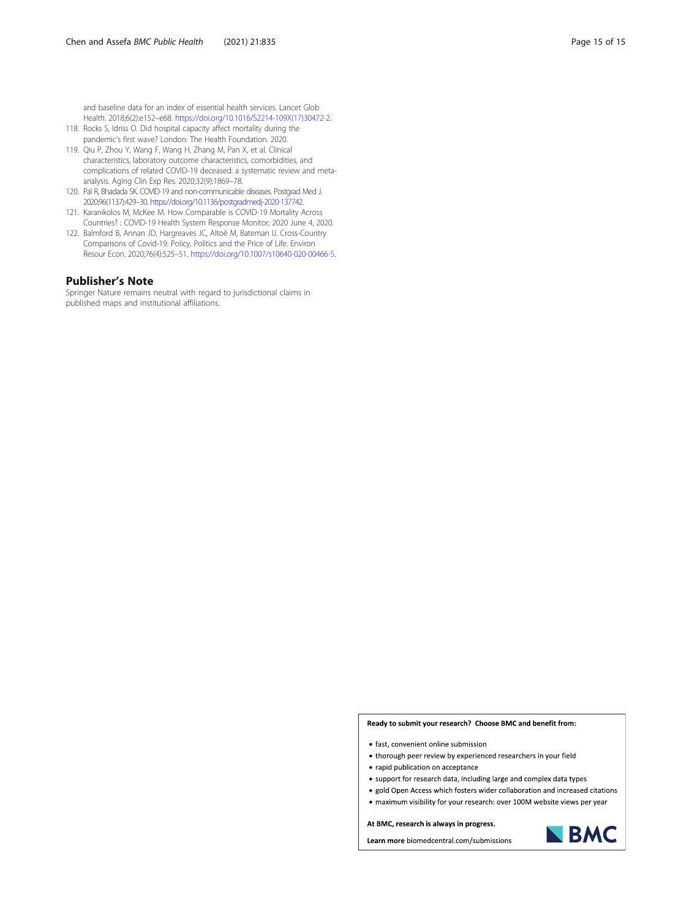and baseline data for an index of essential health services. Lancet Glob Health. 2018;6(2):e152–e68. https://doi.org/10.1016/S2214-109X(17)30472-2.

118. Rocks S, Idriss O. Did hospital capacity affect mortality during the pandemic's first wave? London: The Health Foundation. 2020.
119. Qiu P, Zhou Y, Wang F, Wang H, Zhang M, Pan X, et al. Clinical characteristics, laboratory outcome characteristics, comorbidities, and complications of related COVID-19 deceased: a systematic review and meta-analysis. Aging Clin Exp Res. 2020;32(9):1869–78.
120. Pal R, Bhadada SK. COVID-19 and non-communicable diseases. Postgrad Med J. 2020;96(1137):429–30. https://doi.org/10.1136/postgradmedj-2020-137742.
121. Karanikolos M, McKee M. How Comparable is COVID-19 Mortality Across Countries? : COVID-19 Health System Response Monitor; 2020 June 4, 2020.
122. Balmford B, Annan JD, Hargreaves JC, Altoè M, Bateman IJ. Cross-Country Comparisons of Covid-19: Policy, Politics and the Price of Life. Environ Resour Econ. 2020;76(4):525–51. https://doi.org/10.1007/s10640-020-00466-5.

## Publisher's Note

Springer Nature remains neutral with regard to jurisdictional claims in published maps and institutional affiliations.

**Ready to submit your research? Choose BMC and benefit from:**

- fast, convenient online submission
- thorough peer review by experienced researchers in your field
- rapid publication on acceptance
- support for research data, including large and complex data types
- gold Open Access which fosters wider collaboration and increased citations
- maximum visibility for your research: over 100M website views per year

**At BMC, research is always in progress.**

**Learn more** biomedcentral.com/submissions

BMC